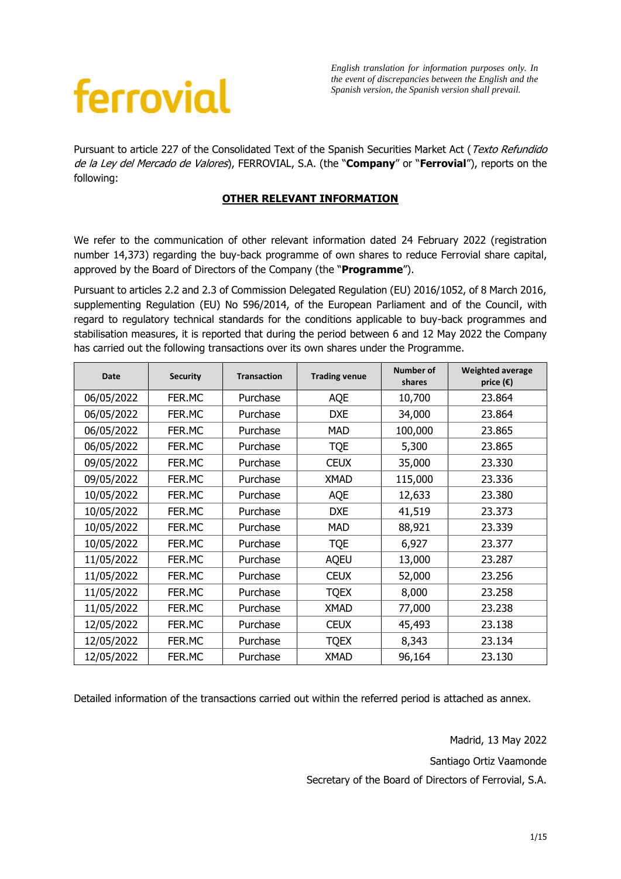ferrovial

*English translation for information purposes only. In the event of discrepancies between the English and the Spanish version, the Spanish version shall prevail.*

Pursuant to article 227 of the Consolidated Text of the Spanish Securities Market Act (*Texto Refundido de la Ley del Mercado de Valores*), FERROVIAL, S.A. (the "**Company**" or "**Ferrovial**"), reports on the following:

## OTHER RELEVANT INFORMATION

We refer to the communication of other relevant information dated 24 February 2022 (registration number 14,373) regarding the buy-back programme of own shares to reduce Ferrovial share capital, approved by the Board of Directors of the Company (the "**Programme**").

Pursuant to articles 2.2 and 2.3 of Commission Delegated Regulation (EU) 2016/1052, of 8 March 2016, supplementing Regulation (EU) No 596/2014, of the European Parliament and of the Council, with regard to regulatory technical standards for the conditions applicable to buy-back programmes and stabilisation measures, it is reported that during the period between 6 and 12 May 2022 the Company has carried out the following transactions over its own shares under the Programme.

| Date | Security | Transaction | Trading venue | Number of shares | Weighted average price (€) |
|---|---|---|---|---|---|
| 06/05/2022 | FER.MC | Purchase | AQE | 10,700 | 23.864 |
| 06/05/2022 | FER.MC | Purchase | DXE | 34,000 | 23.864 |
| 06/05/2022 | FER.MC | Purchase | MAD | 100,000 | 23.865 |
| 06/05/2022 | FER.MC | Purchase | TQE | 5,300 | 23.865 |
| 09/05/2022 | FER.MC | Purchase | CEUX | 35,000 | 23.330 |
| 09/05/2022 | FER.MC | Purchase | XMAD | 115,000 | 23.336 |
| 10/05/2022 | FER.MC | Purchase | AQE | 12,633 | 23.380 |
| 10/05/2022 | FER.MC | Purchase | DXE | 41,519 | 23.373 |
| 10/05/2022 | FER.MC | Purchase | MAD | 88,921 | 23.339 |
| 10/05/2022 | FER.MC | Purchase | TQE | 6,927 | 23.377 |
| 11/05/2022 | FER.MC | Purchase | AQEU | 13,000 | 23.287 |
| 11/05/2022 | FER.MC | Purchase | CEUX | 52,000 | 23.256 |
| 11/05/2022 | FER.MC | Purchase | TQEX | 8,000 | 23.258 |
| 11/05/2022 | FER.MC | Purchase | XMAD | 77,000 | 23.238 |
| 12/05/2022 | FER.MC | Purchase | CEUX | 45,493 | 23.138 |
| 12/05/2022 | FER.MC | Purchase | TQEX | 8,343 | 23.134 |
| 12/05/2022 | FER.MC | Purchase | XMAD | 96,164 | 23.130 |

Detailed information of the transactions carried out within the referred period is attached as annex.

Madrid, 13 May 2022

Santiago Ortiz Vaamonde

Secretary of the Board of Directors of Ferrovial, S.A.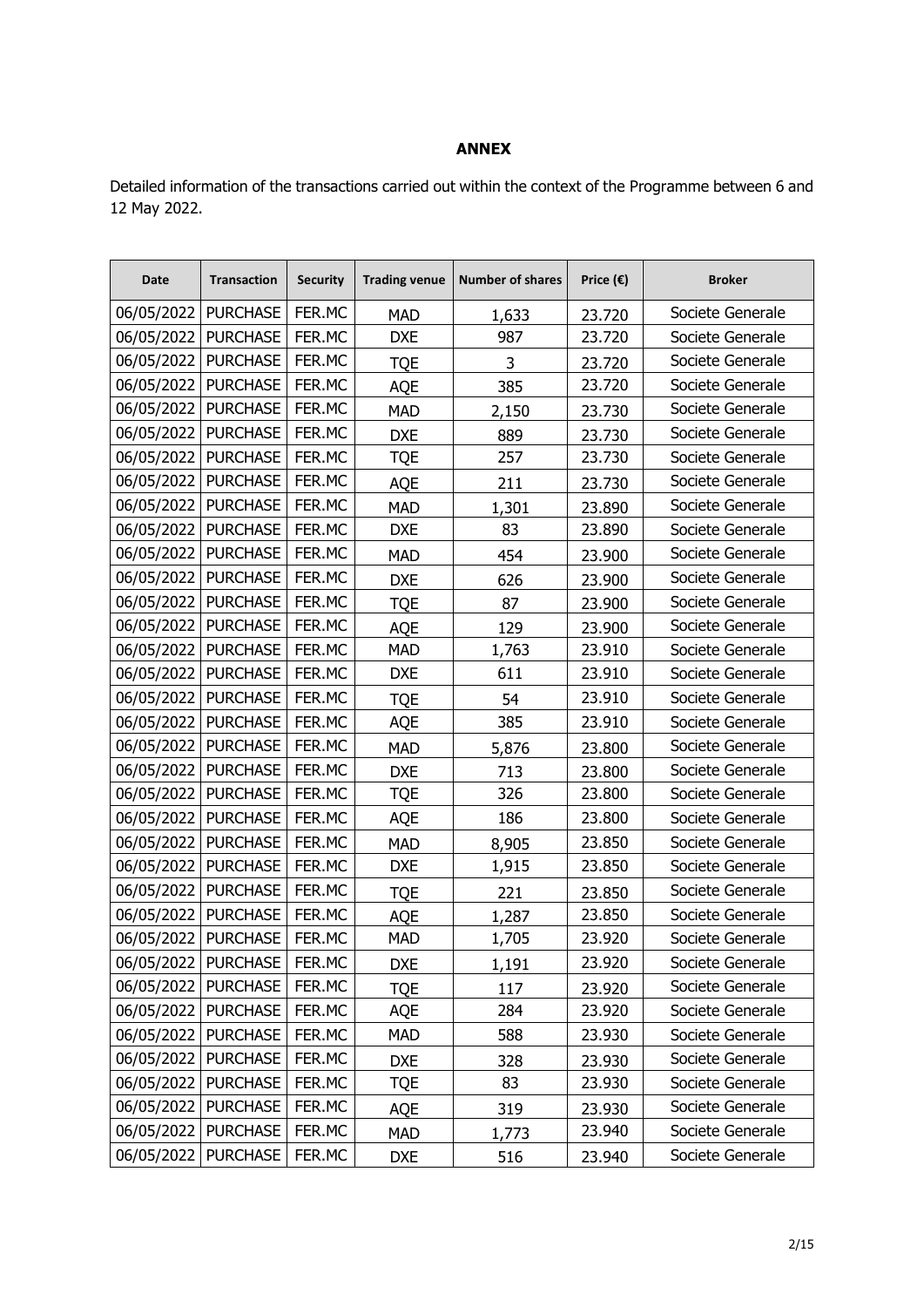**ANNEX**

Detailed information of the transactions carried out within the context of the Programme between 6 and 12 May 2022.

| Date | Transaction | Security | Trading venue | Number of shares | Price (€) | Broker |
|---|---|---|---|---|---|---|
| 06/05/2022 | PURCHASE | FER.MC | MAD | 1,633 | 23.720 | Societe Generale |
| 06/05/2022 | PURCHASE | FER.MC | DXE | 987 | 23.720 | Societe Generale |
| 06/05/2022 | PURCHASE | FER.MC | TQE | 3 | 23.720 | Societe Generale |
| 06/05/2022 | PURCHASE | FER.MC | AQE | 385 | 23.720 | Societe Generale |
| 06/05/2022 | PURCHASE | FER.MC | MAD | 2,150 | 23.730 | Societe Generale |
| 06/05/2022 | PURCHASE | FER.MC | DXE | 889 | 23.730 | Societe Generale |
| 06/05/2022 | PURCHASE | FER.MC | TQE | 257 | 23.730 | Societe Generale |
| 06/05/2022 | PURCHASE | FER.MC | AQE | 211 | 23.730 | Societe Generale |
| 06/05/2022 | PURCHASE | FER.MC | MAD | 1,301 | 23.890 | Societe Generale |
| 06/05/2022 | PURCHASE | FER.MC | DXE | 83 | 23.890 | Societe Generale |
| 06/05/2022 | PURCHASE | FER.MC | MAD | 454 | 23.900 | Societe Generale |
| 06/05/2022 | PURCHASE | FER.MC | DXE | 626 | 23.900 | Societe Generale |
| 06/05/2022 | PURCHASE | FER.MC | TQE | 87 | 23.900 | Societe Generale |
| 06/05/2022 | PURCHASE | FER.MC | AQE | 129 | 23.900 | Societe Generale |
| 06/05/2022 | PURCHASE | FER.MC | MAD | 1,763 | 23.910 | Societe Generale |
| 06/05/2022 | PURCHASE | FER.MC | DXE | 611 | 23.910 | Societe Generale |
| 06/05/2022 | PURCHASE | FER.MC | TQE | 54 | 23.910 | Societe Generale |
| 06/05/2022 | PURCHASE | FER.MC | AQE | 385 | 23.910 | Societe Generale |
| 06/05/2022 | PURCHASE | FER.MC | MAD | 5,876 | 23.800 | Societe Generale |
| 06/05/2022 | PURCHASE | FER.MC | DXE | 713 | 23.800 | Societe Generale |
| 06/05/2022 | PURCHASE | FER.MC | TQE | 326 | 23.800 | Societe Generale |
| 06/05/2022 | PURCHASE | FER.MC | AQE | 186 | 23.800 | Societe Generale |
| 06/05/2022 | PURCHASE | FER.MC | MAD | 8,905 | 23.850 | Societe Generale |
| 06/05/2022 | PURCHASE | FER.MC | DXE | 1,915 | 23.850 | Societe Generale |
| 06/05/2022 | PURCHASE | FER.MC | TQE | 221 | 23.850 | Societe Generale |
| 06/05/2022 | PURCHASE | FER.MC | AQE | 1,287 | 23.850 | Societe Generale |
| 06/05/2022 | PURCHASE | FER.MC | MAD | 1,705 | 23.920 | Societe Generale |
| 06/05/2022 | PURCHASE | FER.MC | DXE | 1,191 | 23.920 | Societe Generale |
| 06/05/2022 | PURCHASE | FER.MC | TQE | 117 | 23.920 | Societe Generale |
| 06/05/2022 | PURCHASE | FER.MC | AQE | 284 | 23.920 | Societe Generale |
| 06/05/2022 | PURCHASE | FER.MC | MAD | 588 | 23.930 | Societe Generale |
| 06/05/2022 | PURCHASE | FER.MC | DXE | 328 | 23.930 | Societe Generale |
| 06/05/2022 | PURCHASE | FER.MC | TQE | 83 | 23.930 | Societe Generale |
| 06/05/2022 | PURCHASE | FER.MC | AQE | 319 | 23.930 | Societe Generale |
| 06/05/2022 | PURCHASE | FER.MC | MAD | 1,773 | 23.940 | Societe Generale |
| 06/05/2022 | PURCHASE | FER.MC | DXE | 516 | 23.940 | Societe Generale |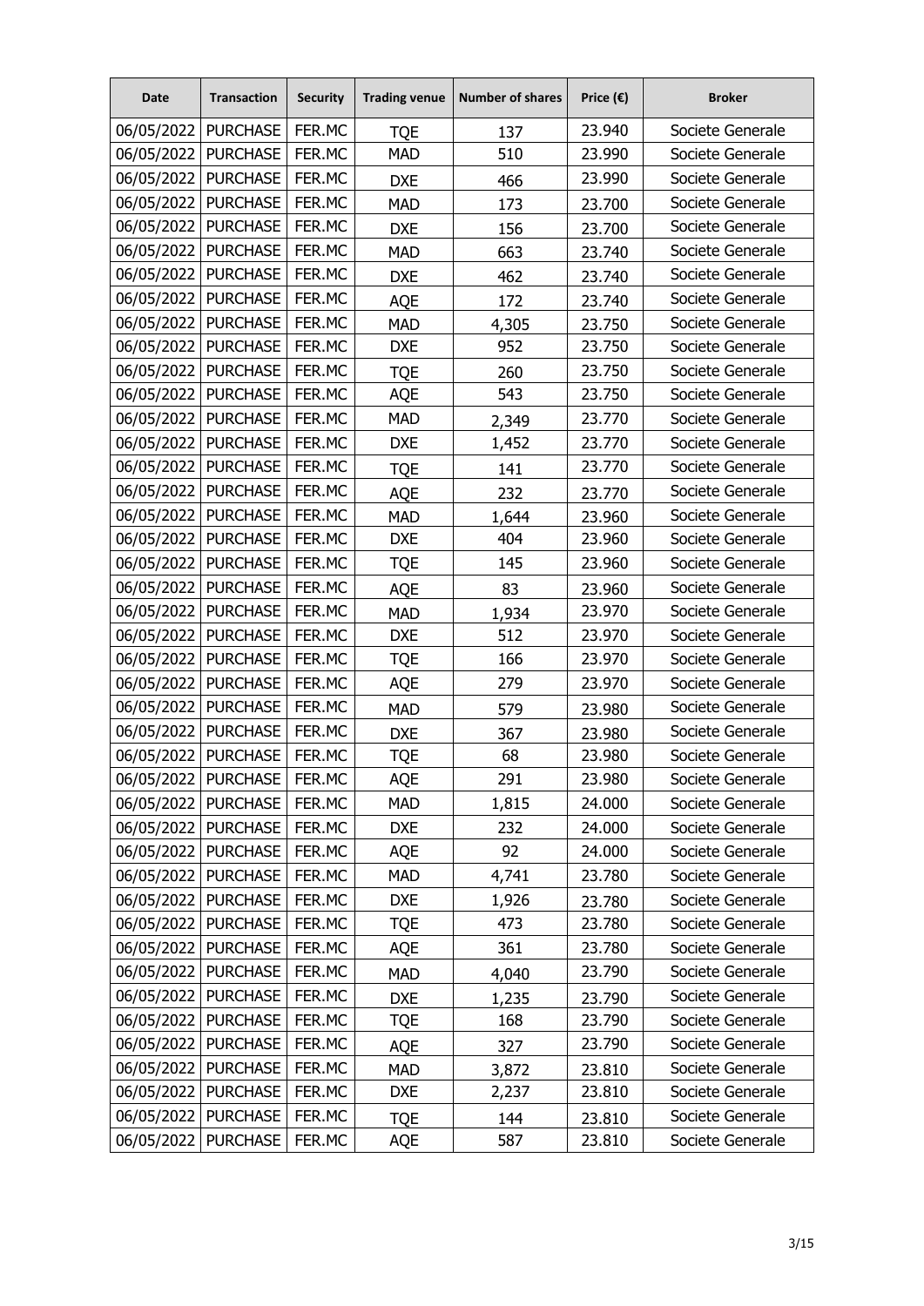| Date | Transaction | Security | Trading venue | Number of shares | Price (€) | Broker |
|---|---|---|---|---|---|---|
| 06/05/2022 | PURCHASE | FER.MC | TQE | 137 | 23.940 | Societe Generale |
| 06/05/2022 | PURCHASE | FER.MC | MAD | 510 | 23.990 | Societe Generale |
| 06/05/2022 | PURCHASE | FER.MC | DXE | 466 | 23.990 | Societe Generale |
| 06/05/2022 | PURCHASE | FER.MC | MAD | 173 | 23.700 | Societe Generale |
| 06/05/2022 | PURCHASE | FER.MC | DXE | 156 | 23.700 | Societe Generale |
| 06/05/2022 | PURCHASE | FER.MC | MAD | 663 | 23.740 | Societe Generale |
| 06/05/2022 | PURCHASE | FER.MC | DXE | 462 | 23.740 | Societe Generale |
| 06/05/2022 | PURCHASE | FER.MC | AQE | 172 | 23.740 | Societe Generale |
| 06/05/2022 | PURCHASE | FER.MC | MAD | 4,305 | 23.750 | Societe Generale |
| 06/05/2022 | PURCHASE | FER.MC | DXE | 952 | 23.750 | Societe Generale |
| 06/05/2022 | PURCHASE | FER.MC | TQE | 260 | 23.750 | Societe Generale |
| 06/05/2022 | PURCHASE | FER.MC | AQE | 543 | 23.750 | Societe Generale |
| 06/05/2022 | PURCHASE | FER.MC | MAD | 2,349 | 23.770 | Societe Generale |
| 06/05/2022 | PURCHASE | FER.MC | DXE | 1,452 | 23.770 | Societe Generale |
| 06/05/2022 | PURCHASE | FER.MC | TQE | 141 | 23.770 | Societe Generale |
| 06/05/2022 | PURCHASE | FER.MC | AQE | 232 | 23.770 | Societe Generale |
| 06/05/2022 | PURCHASE | FER.MC | MAD | 1,644 | 23.960 | Societe Generale |
| 06/05/2022 | PURCHASE | FER.MC | DXE | 404 | 23.960 | Societe Generale |
| 06/05/2022 | PURCHASE | FER.MC | TQE | 145 | 23.960 | Societe Generale |
| 06/05/2022 | PURCHASE | FER.MC | AQE | 83 | 23.960 | Societe Generale |
| 06/05/2022 | PURCHASE | FER.MC | MAD | 1,934 | 23.970 | Societe Generale |
| 06/05/2022 | PURCHASE | FER.MC | DXE | 512 | 23.970 | Societe Generale |
| 06/05/2022 | PURCHASE | FER.MC | TQE | 166 | 23.970 | Societe Generale |
| 06/05/2022 | PURCHASE | FER.MC | AQE | 279 | 23.970 | Societe Generale |
| 06/05/2022 | PURCHASE | FER.MC | MAD | 579 | 23.980 | Societe Generale |
| 06/05/2022 | PURCHASE | FER.MC | DXE | 367 | 23.980 | Societe Generale |
| 06/05/2022 | PURCHASE | FER.MC | TQE | 68 | 23.980 | Societe Generale |
| 06/05/2022 | PURCHASE | FER.MC | AQE | 291 | 23.980 | Societe Generale |
| 06/05/2022 | PURCHASE | FER.MC | MAD | 1,815 | 24.000 | Societe Generale |
| 06/05/2022 | PURCHASE | FER.MC | DXE | 232 | 24.000 | Societe Generale |
| 06/05/2022 | PURCHASE | FER.MC | AQE | 92 | 24.000 | Societe Generale |
| 06/05/2022 | PURCHASE | FER.MC | MAD | 4,741 | 23.780 | Societe Generale |
| 06/05/2022 | PURCHASE | FER.MC | DXE | 1,926 | 23.780 | Societe Generale |
| 06/05/2022 | PURCHASE | FER.MC | TQE | 473 | 23.780 | Societe Generale |
| 06/05/2022 | PURCHASE | FER.MC | AQE | 361 | 23.780 | Societe Generale |
| 06/05/2022 | PURCHASE | FER.MC | MAD | 4,040 | 23.790 | Societe Generale |
| 06/05/2022 | PURCHASE | FER.MC | DXE | 1,235 | 23.790 | Societe Generale |
| 06/05/2022 | PURCHASE | FER.MC | TQE | 168 | 23.790 | Societe Generale |
| 06/05/2022 | PURCHASE | FER.MC | AQE | 327 | 23.790 | Societe Generale |
| 06/05/2022 | PURCHASE | FER.MC | MAD | 3,872 | 23.810 | Societe Generale |
| 06/05/2022 | PURCHASE | FER.MC | DXE | 2,237 | 23.810 | Societe Generale |
| 06/05/2022 | PURCHASE | FER.MC | TQE | 144 | 23.810 | Societe Generale |
| 06/05/2022 | PURCHASE | FER.MC | AQE | 587 | 23.810 | Societe Generale |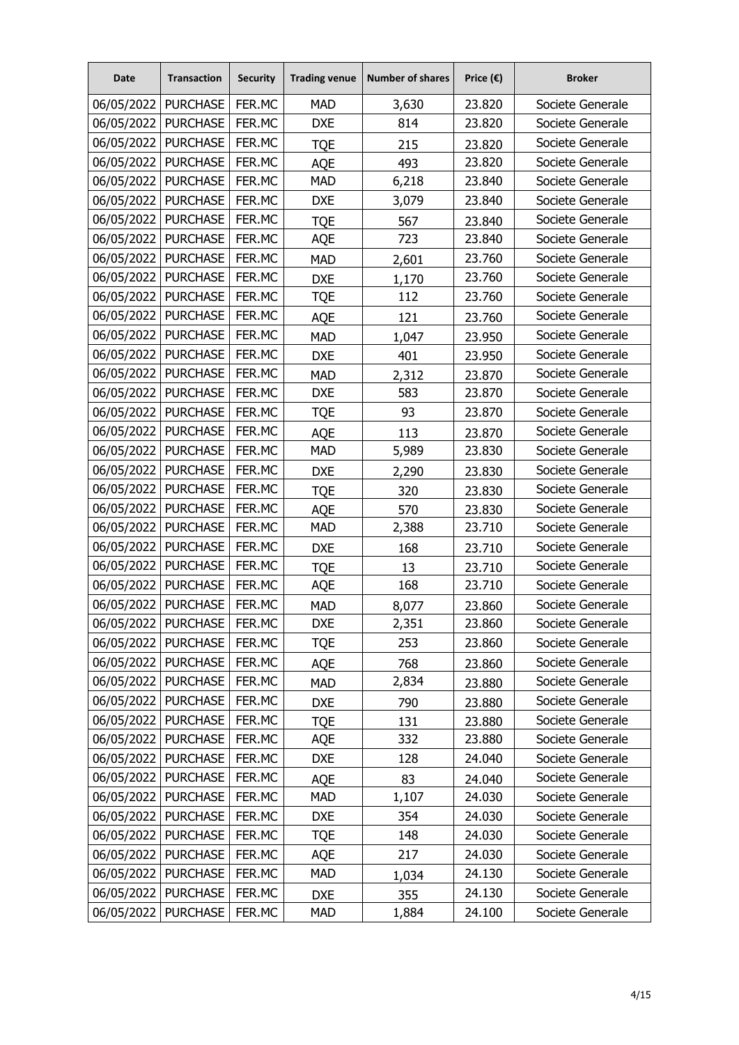| Date | Transaction | Security | Trading venue | Number of shares | Price (€) | Broker |
|---|---|---|---|---|---|---|
| 06/05/2022 | PURCHASE | FER.MC | MAD | 3,630 | 23.820 | Societe Generale |
| 06/05/2022 | PURCHASE | FER.MC | DXE | 814 | 23.820 | Societe Generale |
| 06/05/2022 | PURCHASE | FER.MC | TQE | 215 | 23.820 | Societe Generale |
| 06/05/2022 | PURCHASE | FER.MC | AQE | 493 | 23.820 | Societe Generale |
| 06/05/2022 | PURCHASE | FER.MC | MAD | 6,218 | 23.840 | Societe Generale |
| 06/05/2022 | PURCHASE | FER.MC | DXE | 3,079 | 23.840 | Societe Generale |
| 06/05/2022 | PURCHASE | FER.MC | TQE | 567 | 23.840 | Societe Generale |
| 06/05/2022 | PURCHASE | FER.MC | AQE | 723 | 23.840 | Societe Generale |
| 06/05/2022 | PURCHASE | FER.MC | MAD | 2,601 | 23.760 | Societe Generale |
| 06/05/2022 | PURCHASE | FER.MC | DXE | 1,170 | 23.760 | Societe Generale |
| 06/05/2022 | PURCHASE | FER.MC | TQE | 112 | 23.760 | Societe Generale |
| 06/05/2022 | PURCHASE | FER.MC | AQE | 121 | 23.760 | Societe Generale |
| 06/05/2022 | PURCHASE | FER.MC | MAD | 1,047 | 23.950 | Societe Generale |
| 06/05/2022 | PURCHASE | FER.MC | DXE | 401 | 23.950 | Societe Generale |
| 06/05/2022 | PURCHASE | FER.MC | MAD | 2,312 | 23.870 | Societe Generale |
| 06/05/2022 | PURCHASE | FER.MC | DXE | 583 | 23.870 | Societe Generale |
| 06/05/2022 | PURCHASE | FER.MC | TQE | 93 | 23.870 | Societe Generale |
| 06/05/2022 | PURCHASE | FER.MC | AQE | 113 | 23.870 | Societe Generale |
| 06/05/2022 | PURCHASE | FER.MC | MAD | 5,989 | 23.830 | Societe Generale |
| 06/05/2022 | PURCHASE | FER.MC | DXE | 2,290 | 23.830 | Societe Generale |
| 06/05/2022 | PURCHASE | FER.MC | TQE | 320 | 23.830 | Societe Generale |
| 06/05/2022 | PURCHASE | FER.MC | AQE | 570 | 23.830 | Societe Generale |
| 06/05/2022 | PURCHASE | FER.MC | MAD | 2,388 | 23.710 | Societe Generale |
| 06/05/2022 | PURCHASE | FER.MC | DXE | 168 | 23.710 | Societe Generale |
| 06/05/2022 | PURCHASE | FER.MC | TQE | 13 | 23.710 | Societe Generale |
| 06/05/2022 | PURCHASE | FER.MC | AQE | 168 | 23.710 | Societe Generale |
| 06/05/2022 | PURCHASE | FER.MC | MAD | 8,077 | 23.860 | Societe Generale |
| 06/05/2022 | PURCHASE | FER.MC | DXE | 2,351 | 23.860 | Societe Generale |
| 06/05/2022 | PURCHASE | FER.MC | TQE | 253 | 23.860 | Societe Generale |
| 06/05/2022 | PURCHASE | FER.MC | AQE | 768 | 23.860 | Societe Generale |
| 06/05/2022 | PURCHASE | FER.MC | MAD | 2,834 | 23.880 | Societe Generale |
| 06/05/2022 | PURCHASE | FER.MC | DXE | 790 | 23.880 | Societe Generale |
| 06/05/2022 | PURCHASE | FER.MC | TQE | 131 | 23.880 | Societe Generale |
| 06/05/2022 | PURCHASE | FER.MC | AQE | 332 | 23.880 | Societe Generale |
| 06/05/2022 | PURCHASE | FER.MC | DXE | 128 | 24.040 | Societe Generale |
| 06/05/2022 | PURCHASE | FER.MC | AQE | 83 | 24.040 | Societe Generale |
| 06/05/2022 | PURCHASE | FER.MC | MAD | 1,107 | 24.030 | Societe Generale |
| 06/05/2022 | PURCHASE | FER.MC | DXE | 354 | 24.030 | Societe Generale |
| 06/05/2022 | PURCHASE | FER.MC | TQE | 148 | 24.030 | Societe Generale |
| 06/05/2022 | PURCHASE | FER.MC | AQE | 217 | 24.030 | Societe Generale |
| 06/05/2022 | PURCHASE | FER.MC | MAD | 1,034 | 24.130 | Societe Generale |
| 06/05/2022 | PURCHASE | FER.MC | DXE | 355 | 24.130 | Societe Generale |
| 06/05/2022 | PURCHASE | FER.MC | MAD | 1,884 | 24.100 | Societe Generale |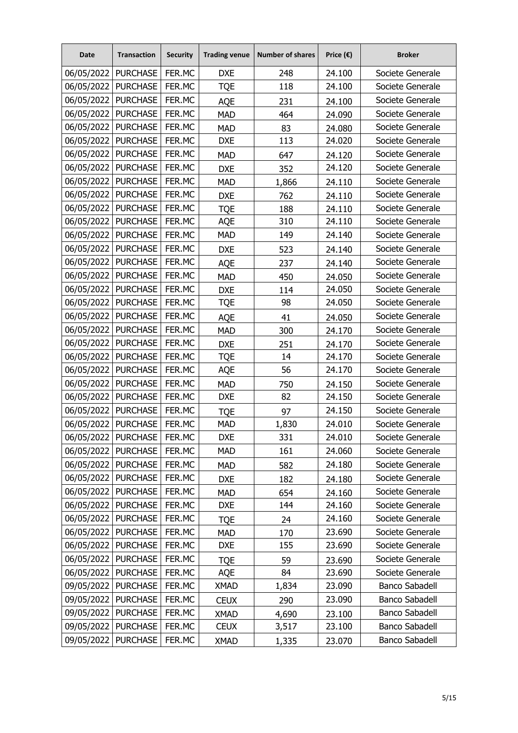| Date | Transaction | Security | Trading venue | Number of shares | Price (€) | Broker |
|---|---|---|---|---|---|---|
| 06/05/2022 | PURCHASE | FER.MC | DXE | 248 | 24.100 | Societe Generale |
| 06/05/2022 | PURCHASE | FER.MC | TQE | 118 | 24.100 | Societe Generale |
| 06/05/2022 | PURCHASE | FER.MC | AQE | 231 | 24.100 | Societe Generale |
| 06/05/2022 | PURCHASE | FER.MC | MAD | 464 | 24.090 | Societe Generale |
| 06/05/2022 | PURCHASE | FER.MC | MAD | 83 | 24.080 | Societe Generale |
| 06/05/2022 | PURCHASE | FER.MC | DXE | 113 | 24.020 | Societe Generale |
| 06/05/2022 | PURCHASE | FER.MC | MAD | 647 | 24.120 | Societe Generale |
| 06/05/2022 | PURCHASE | FER.MC | DXE | 352 | 24.120 | Societe Generale |
| 06/05/2022 | PURCHASE | FER.MC | MAD | 1,866 | 24.110 | Societe Generale |
| 06/05/2022 | PURCHASE | FER.MC | DXE | 762 | 24.110 | Societe Generale |
| 06/05/2022 | PURCHASE | FER.MC | TQE | 188 | 24.110 | Societe Generale |
| 06/05/2022 | PURCHASE | FER.MC | AQE | 310 | 24.110 | Societe Generale |
| 06/05/2022 | PURCHASE | FER.MC | MAD | 149 | 24.140 | Societe Generale |
| 06/05/2022 | PURCHASE | FER.MC | DXE | 523 | 24.140 | Societe Generale |
| 06/05/2022 | PURCHASE | FER.MC | AQE | 237 | 24.140 | Societe Generale |
| 06/05/2022 | PURCHASE | FER.MC | MAD | 450 | 24.050 | Societe Generale |
| 06/05/2022 | PURCHASE | FER.MC | DXE | 114 | 24.050 | Societe Generale |
| 06/05/2022 | PURCHASE | FER.MC | TQE | 98 | 24.050 | Societe Generale |
| 06/05/2022 | PURCHASE | FER.MC | AQE | 41 | 24.050 | Societe Generale |
| 06/05/2022 | PURCHASE | FER.MC | MAD | 300 | 24.170 | Societe Generale |
| 06/05/2022 | PURCHASE | FER.MC | DXE | 251 | 24.170 | Societe Generale |
| 06/05/2022 | PURCHASE | FER.MC | TQE | 14 | 24.170 | Societe Generale |
| 06/05/2022 | PURCHASE | FER.MC | AQE | 56 | 24.170 | Societe Generale |
| 06/05/2022 | PURCHASE | FER.MC | MAD | 750 | 24.150 | Societe Generale |
| 06/05/2022 | PURCHASE | FER.MC | DXE | 82 | 24.150 | Societe Generale |
| 06/05/2022 | PURCHASE | FER.MC | TQE | 97 | 24.150 | Societe Generale |
| 06/05/2022 | PURCHASE | FER.MC | MAD | 1,830 | 24.010 | Societe Generale |
| 06/05/2022 | PURCHASE | FER.MC | DXE | 331 | 24.010 | Societe Generale |
| 06/05/2022 | PURCHASE | FER.MC | MAD | 161 | 24.060 | Societe Generale |
| 06/05/2022 | PURCHASE | FER.MC | MAD | 582 | 24.180 | Societe Generale |
| 06/05/2022 | PURCHASE | FER.MC | DXE | 182 | 24.180 | Societe Generale |
| 06/05/2022 | PURCHASE | FER.MC | MAD | 654 | 24.160 | Societe Generale |
| 06/05/2022 | PURCHASE | FER.MC | DXE | 144 | 24.160 | Societe Generale |
| 06/05/2022 | PURCHASE | FER.MC | TQE | 24 | 24.160 | Societe Generale |
| 06/05/2022 | PURCHASE | FER.MC | MAD | 170 | 23.690 | Societe Generale |
| 06/05/2022 | PURCHASE | FER.MC | DXE | 155 | 23.690 | Societe Generale |
| 06/05/2022 | PURCHASE | FER.MC | TQE | 59 | 23.690 | Societe Generale |
| 06/05/2022 | PURCHASE | FER.MC | AQE | 84 | 23.690 | Societe Generale |
| 09/05/2022 | PURCHASE | FER.MC | XMAD | 1,834 | 23.090 | Banco Sabadell |
| 09/05/2022 | PURCHASE | FER.MC | CEUX | 290 | 23.090 | Banco Sabadell |
| 09/05/2022 | PURCHASE | FER.MC | XMAD | 4,690 | 23.100 | Banco Sabadell |
| 09/05/2022 | PURCHASE | FER.MC | CEUX | 3,517 | 23.100 | Banco Sabadell |
| 09/05/2022 | PURCHASE | FER.MC | XMAD | 1,335 | 23.070 | Banco Sabadell |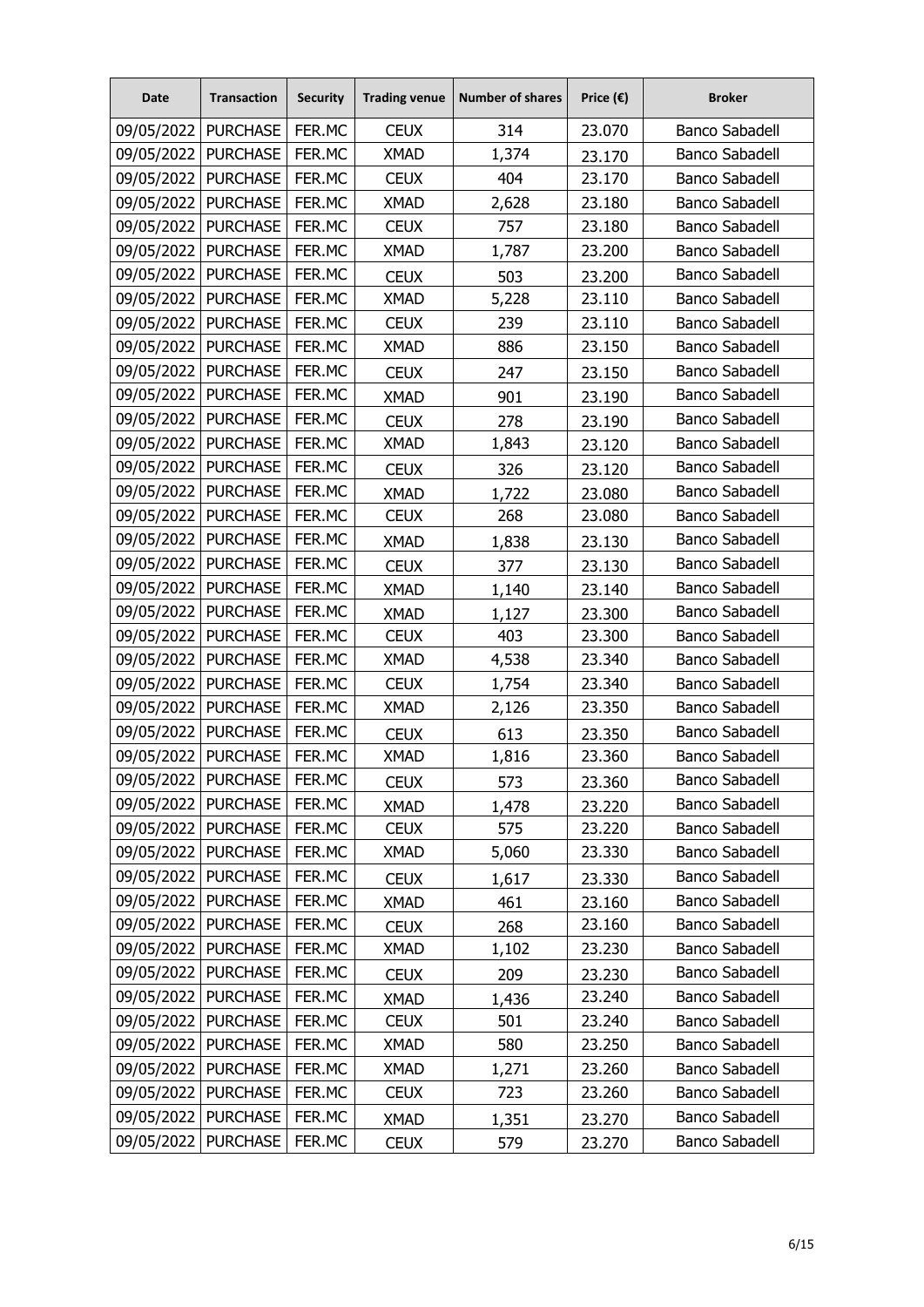| Date | Transaction | Security | Trading venue | Number of shares | Price (€) | Broker |
|---|---|---|---|---|---|---|
| 09/05/2022 | PURCHASE | FER.MC | CEUX | 314 | 23.070 | Banco Sabadell |
| 09/05/2022 | PURCHASE | FER.MC | XMAD | 1,374 | 23.170 | Banco Sabadell |
| 09/05/2022 | PURCHASE | FER.MC | CEUX | 404 | 23.170 | Banco Sabadell |
| 09/05/2022 | PURCHASE | FER.MC | XMAD | 2,628 | 23.180 | Banco Sabadell |
| 09/05/2022 | PURCHASE | FER.MC | CEUX | 757 | 23.180 | Banco Sabadell |
| 09/05/2022 | PURCHASE | FER.MC | XMAD | 1,787 | 23.200 | Banco Sabadell |
| 09/05/2022 | PURCHASE | FER.MC | CEUX | 503 | 23.200 | Banco Sabadell |
| 09/05/2022 | PURCHASE | FER.MC | XMAD | 5,228 | 23.110 | Banco Sabadell |
| 09/05/2022 | PURCHASE | FER.MC | CEUX | 239 | 23.110 | Banco Sabadell |
| 09/05/2022 | PURCHASE | FER.MC | XMAD | 886 | 23.150 | Banco Sabadell |
| 09/05/2022 | PURCHASE | FER.MC | CEUX | 247 | 23.150 | Banco Sabadell |
| 09/05/2022 | PURCHASE | FER.MC | XMAD | 901 | 23.190 | Banco Sabadell |
| 09/05/2022 | PURCHASE | FER.MC | CEUX | 278 | 23.190 | Banco Sabadell |
| 09/05/2022 | PURCHASE | FER.MC | XMAD | 1,843 | 23.120 | Banco Sabadell |
| 09/05/2022 | PURCHASE | FER.MC | CEUX | 326 | 23.120 | Banco Sabadell |
| 09/05/2022 | PURCHASE | FER.MC | XMAD | 1,722 | 23.080 | Banco Sabadell |
| 09/05/2022 | PURCHASE | FER.MC | CEUX | 268 | 23.080 | Banco Sabadell |
| 09/05/2022 | PURCHASE | FER.MC | XMAD | 1,838 | 23.130 | Banco Sabadell |
| 09/05/2022 | PURCHASE | FER.MC | CEUX | 377 | 23.130 | Banco Sabadell |
| 09/05/2022 | PURCHASE | FER.MC | XMAD | 1,140 | 23.140 | Banco Sabadell |
| 09/05/2022 | PURCHASE | FER.MC | XMAD | 1,127 | 23.300 | Banco Sabadell |
| 09/05/2022 | PURCHASE | FER.MC | CEUX | 403 | 23.300 | Banco Sabadell |
| 09/05/2022 | PURCHASE | FER.MC | XMAD | 4,538 | 23.340 | Banco Sabadell |
| 09/05/2022 | PURCHASE | FER.MC | CEUX | 1,754 | 23.340 | Banco Sabadell |
| 09/05/2022 | PURCHASE | FER.MC | XMAD | 2,126 | 23.350 | Banco Sabadell |
| 09/05/2022 | PURCHASE | FER.MC | CEUX | 613 | 23.350 | Banco Sabadell |
| 09/05/2022 | PURCHASE | FER.MC | XMAD | 1,816 | 23.360 | Banco Sabadell |
| 09/05/2022 | PURCHASE | FER.MC | CEUX | 573 | 23.360 | Banco Sabadell |
| 09/05/2022 | PURCHASE | FER.MC | XMAD | 1,478 | 23.220 | Banco Sabadell |
| 09/05/2022 | PURCHASE | FER.MC | CEUX | 575 | 23.220 | Banco Sabadell |
| 09/05/2022 | PURCHASE | FER.MC | XMAD | 5,060 | 23.330 | Banco Sabadell |
| 09/05/2022 | PURCHASE | FER.MC | CEUX | 1,617 | 23.330 | Banco Sabadell |
| 09/05/2022 | PURCHASE | FER.MC | XMAD | 461 | 23.160 | Banco Sabadell |
| 09/05/2022 | PURCHASE | FER.MC | CEUX | 268 | 23.160 | Banco Sabadell |
| 09/05/2022 | PURCHASE | FER.MC | XMAD | 1,102 | 23.230 | Banco Sabadell |
| 09/05/2022 | PURCHASE | FER.MC | CEUX | 209 | 23.230 | Banco Sabadell |
| 09/05/2022 | PURCHASE | FER.MC | XMAD | 1,436 | 23.240 | Banco Sabadell |
| 09/05/2022 | PURCHASE | FER.MC | CEUX | 501 | 23.240 | Banco Sabadell |
| 09/05/2022 | PURCHASE | FER.MC | XMAD | 580 | 23.250 | Banco Sabadell |
| 09/05/2022 | PURCHASE | FER.MC | XMAD | 1,271 | 23.260 | Banco Sabadell |
| 09/05/2022 | PURCHASE | FER.MC | CEUX | 723 | 23.260 | Banco Sabadell |
| 09/05/2022 | PURCHASE | FER.MC | XMAD | 1,351 | 23.270 | Banco Sabadell |
| 09/05/2022 | PURCHASE | FER.MC | CEUX | 579 | 23.270 | Banco Sabadell |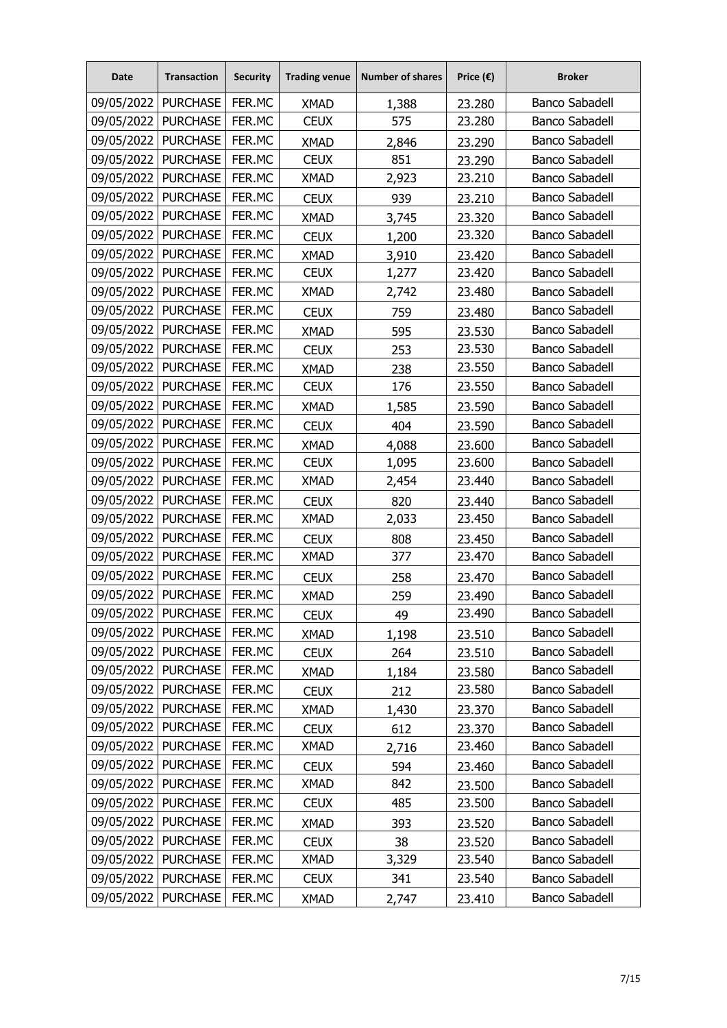| Date | Transaction | Security | Trading venue | Number of shares | Price (€) | Broker |
|---|---|---|---|---|---|---|
| 09/05/2022 | PURCHASE | FER.MC | XMAD | 1,388 | 23.280 | Banco Sabadell |
| 09/05/2022 | PURCHASE | FER.MC | CEUX | 575 | 23.280 | Banco Sabadell |
| 09/05/2022 | PURCHASE | FER.MC | XMAD | 2,846 | 23.290 | Banco Sabadell |
| 09/05/2022 | PURCHASE | FER.MC | CEUX | 851 | 23.290 | Banco Sabadell |
| 09/05/2022 | PURCHASE | FER.MC | XMAD | 2,923 | 23.210 | Banco Sabadell |
| 09/05/2022 | PURCHASE | FER.MC | CEUX | 939 | 23.210 | Banco Sabadell |
| 09/05/2022 | PURCHASE | FER.MC | XMAD | 3,745 | 23.320 | Banco Sabadell |
| 09/05/2022 | PURCHASE | FER.MC | CEUX | 1,200 | 23.320 | Banco Sabadell |
| 09/05/2022 | PURCHASE | FER.MC | XMAD | 3,910 | 23.420 | Banco Sabadell |
| 09/05/2022 | PURCHASE | FER.MC | CEUX | 1,277 | 23.420 | Banco Sabadell |
| 09/05/2022 | PURCHASE | FER.MC | XMAD | 2,742 | 23.480 | Banco Sabadell |
| 09/05/2022 | PURCHASE | FER.MC | CEUX | 759 | 23.480 | Banco Sabadell |
| 09/05/2022 | PURCHASE | FER.MC | XMAD | 595 | 23.530 | Banco Sabadell |
| 09/05/2022 | PURCHASE | FER.MC | CEUX | 253 | 23.530 | Banco Sabadell |
| 09/05/2022 | PURCHASE | FER.MC | XMAD | 238 | 23.550 | Banco Sabadell |
| 09/05/2022 | PURCHASE | FER.MC | CEUX | 176 | 23.550 | Banco Sabadell |
| 09/05/2022 | PURCHASE | FER.MC | XMAD | 1,585 | 23.590 | Banco Sabadell |
| 09/05/2022 | PURCHASE | FER.MC | CEUX | 404 | 23.590 | Banco Sabadell |
| 09/05/2022 | PURCHASE | FER.MC | XMAD | 4,088 | 23.600 | Banco Sabadell |
| 09/05/2022 | PURCHASE | FER.MC | CEUX | 1,095 | 23.600 | Banco Sabadell |
| 09/05/2022 | PURCHASE | FER.MC | XMAD | 2,454 | 23.440 | Banco Sabadell |
| 09/05/2022 | PURCHASE | FER.MC | CEUX | 820 | 23.440 | Banco Sabadell |
| 09/05/2022 | PURCHASE | FER.MC | XMAD | 2,033 | 23.450 | Banco Sabadell |
| 09/05/2022 | PURCHASE | FER.MC | CEUX | 808 | 23.450 | Banco Sabadell |
| 09/05/2022 | PURCHASE | FER.MC | XMAD | 377 | 23.470 | Banco Sabadell |
| 09/05/2022 | PURCHASE | FER.MC | CEUX | 258 | 23.470 | Banco Sabadell |
| 09/05/2022 | PURCHASE | FER.MC | XMAD | 259 | 23.490 | Banco Sabadell |
| 09/05/2022 | PURCHASE | FER.MC | CEUX | 49 | 23.490 | Banco Sabadell |
| 09/05/2022 | PURCHASE | FER.MC | XMAD | 1,198 | 23.510 | Banco Sabadell |
| 09/05/2022 | PURCHASE | FER.MC | CEUX | 264 | 23.510 | Banco Sabadell |
| 09/05/2022 | PURCHASE | FER.MC | XMAD | 1,184 | 23.580 | Banco Sabadell |
| 09/05/2022 | PURCHASE | FER.MC | CEUX | 212 | 23.580 | Banco Sabadell |
| 09/05/2022 | PURCHASE | FER.MC | XMAD | 1,430 | 23.370 | Banco Sabadell |
| 09/05/2022 | PURCHASE | FER.MC | CEUX | 612 | 23.370 | Banco Sabadell |
| 09/05/2022 | PURCHASE | FER.MC | XMAD | 2,716 | 23.460 | Banco Sabadell |
| 09/05/2022 | PURCHASE | FER.MC | CEUX | 594 | 23.460 | Banco Sabadell |
| 09/05/2022 | PURCHASE | FER.MC | XMAD | 842 | 23.500 | Banco Sabadell |
| 09/05/2022 | PURCHASE | FER.MC | CEUX | 485 | 23.500 | Banco Sabadell |
| 09/05/2022 | PURCHASE | FER.MC | XMAD | 393 | 23.520 | Banco Sabadell |
| 09/05/2022 | PURCHASE | FER.MC | CEUX | 38 | 23.520 | Banco Sabadell |
| 09/05/2022 | PURCHASE | FER.MC | XMAD | 3,329 | 23.540 | Banco Sabadell |
| 09/05/2022 | PURCHASE | FER.MC | CEUX | 341 | 23.540 | Banco Sabadell |
| 09/05/2022 | PURCHASE | FER.MC | XMAD | 2,747 | 23.410 | Banco Sabadell |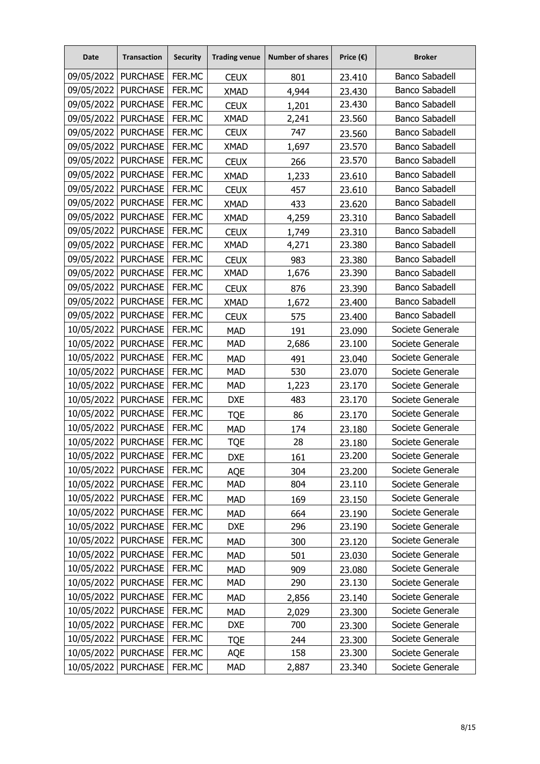| Date | Transaction | Security | Trading venue | Number of shares | Price (€) | Broker |
|---|---|---|---|---|---|---|
| 09/05/2022 | PURCHASE | FER.MC | CEUX | 801 | 23.410 | Banco Sabadell |
| 09/05/2022 | PURCHASE | FER.MC | XMAD | 4,944 | 23.430 | Banco Sabadell |
| 09/05/2022 | PURCHASE | FER.MC | CEUX | 1,201 | 23.430 | Banco Sabadell |
| 09/05/2022 | PURCHASE | FER.MC | XMAD | 2,241 | 23.560 | Banco Sabadell |
| 09/05/2022 | PURCHASE | FER.MC | CEUX | 747 | 23.560 | Banco Sabadell |
| 09/05/2022 | PURCHASE | FER.MC | XMAD | 1,697 | 23.570 | Banco Sabadell |
| 09/05/2022 | PURCHASE | FER.MC | CEUX | 266 | 23.570 | Banco Sabadell |
| 09/05/2022 | PURCHASE | FER.MC | XMAD | 1,233 | 23.610 | Banco Sabadell |
| 09/05/2022 | PURCHASE | FER.MC | CEUX | 457 | 23.610 | Banco Sabadell |
| 09/05/2022 | PURCHASE | FER.MC | XMAD | 433 | 23.620 | Banco Sabadell |
| 09/05/2022 | PURCHASE | FER.MC | XMAD | 4,259 | 23.310 | Banco Sabadell |
| 09/05/2022 | PURCHASE | FER.MC | CEUX | 1,749 | 23.310 | Banco Sabadell |
| 09/05/2022 | PURCHASE | FER.MC | XMAD | 4,271 | 23.380 | Banco Sabadell |
| 09/05/2022 | PURCHASE | FER.MC | CEUX | 983 | 23.380 | Banco Sabadell |
| 09/05/2022 | PURCHASE | FER.MC | XMAD | 1,676 | 23.390 | Banco Sabadell |
| 09/05/2022 | PURCHASE | FER.MC | CEUX | 876 | 23.390 | Banco Sabadell |
| 09/05/2022 | PURCHASE | FER.MC | XMAD | 1,672 | 23.400 | Banco Sabadell |
| 09/05/2022 | PURCHASE | FER.MC | CEUX | 575 | 23.400 | Banco Sabadell |
| 10/05/2022 | PURCHASE | FER.MC | MAD | 191 | 23.090 | Societe Generale |
| 10/05/2022 | PURCHASE | FER.MC | MAD | 2,686 | 23.100 | Societe Generale |
| 10/05/2022 | PURCHASE | FER.MC | MAD | 491 | 23.040 | Societe Generale |
| 10/05/2022 | PURCHASE | FER.MC | MAD | 530 | 23.070 | Societe Generale |
| 10/05/2022 | PURCHASE | FER.MC | MAD | 1,223 | 23.170 | Societe Generale |
| 10/05/2022 | PURCHASE | FER.MC | DXE | 483 | 23.170 | Societe Generale |
| 10/05/2022 | PURCHASE | FER.MC | TQE | 86 | 23.170 | Societe Generale |
| 10/05/2022 | PURCHASE | FER.MC | MAD | 174 | 23.180 | Societe Generale |
| 10/05/2022 | PURCHASE | FER.MC | TQE | 28 | 23.180 | Societe Generale |
| 10/05/2022 | PURCHASE | FER.MC | DXE | 161 | 23.200 | Societe Generale |
| 10/05/2022 | PURCHASE | FER.MC | AQE | 304 | 23.200 | Societe Generale |
| 10/05/2022 | PURCHASE | FER.MC | MAD | 804 | 23.110 | Societe Generale |
| 10/05/2022 | PURCHASE | FER.MC | MAD | 169 | 23.150 | Societe Generale |
| 10/05/2022 | PURCHASE | FER.MC | MAD | 664 | 23.190 | Societe Generale |
| 10/05/2022 | PURCHASE | FER.MC | DXE | 296 | 23.190 | Societe Generale |
| 10/05/2022 | PURCHASE | FER.MC | MAD | 300 | 23.120 | Societe Generale |
| 10/05/2022 | PURCHASE | FER.MC | MAD | 501 | 23.030 | Societe Generale |
| 10/05/2022 | PURCHASE | FER.MC | MAD | 909 | 23.080 | Societe Generale |
| 10/05/2022 | PURCHASE | FER.MC | MAD | 290 | 23.130 | Societe Generale |
| 10/05/2022 | PURCHASE | FER.MC | MAD | 2,856 | 23.140 | Societe Generale |
| 10/05/2022 | PURCHASE | FER.MC | MAD | 2,029 | 23.300 | Societe Generale |
| 10/05/2022 | PURCHASE | FER.MC | DXE | 700 | 23.300 | Societe Generale |
| 10/05/2022 | PURCHASE | FER.MC | TQE | 244 | 23.300 | Societe Generale |
| 10/05/2022 | PURCHASE | FER.MC | AQE | 158 | 23.300 | Societe Generale |
| 10/05/2022 | PURCHASE | FER.MC | MAD | 2,887 | 23.340 | Societe Generale |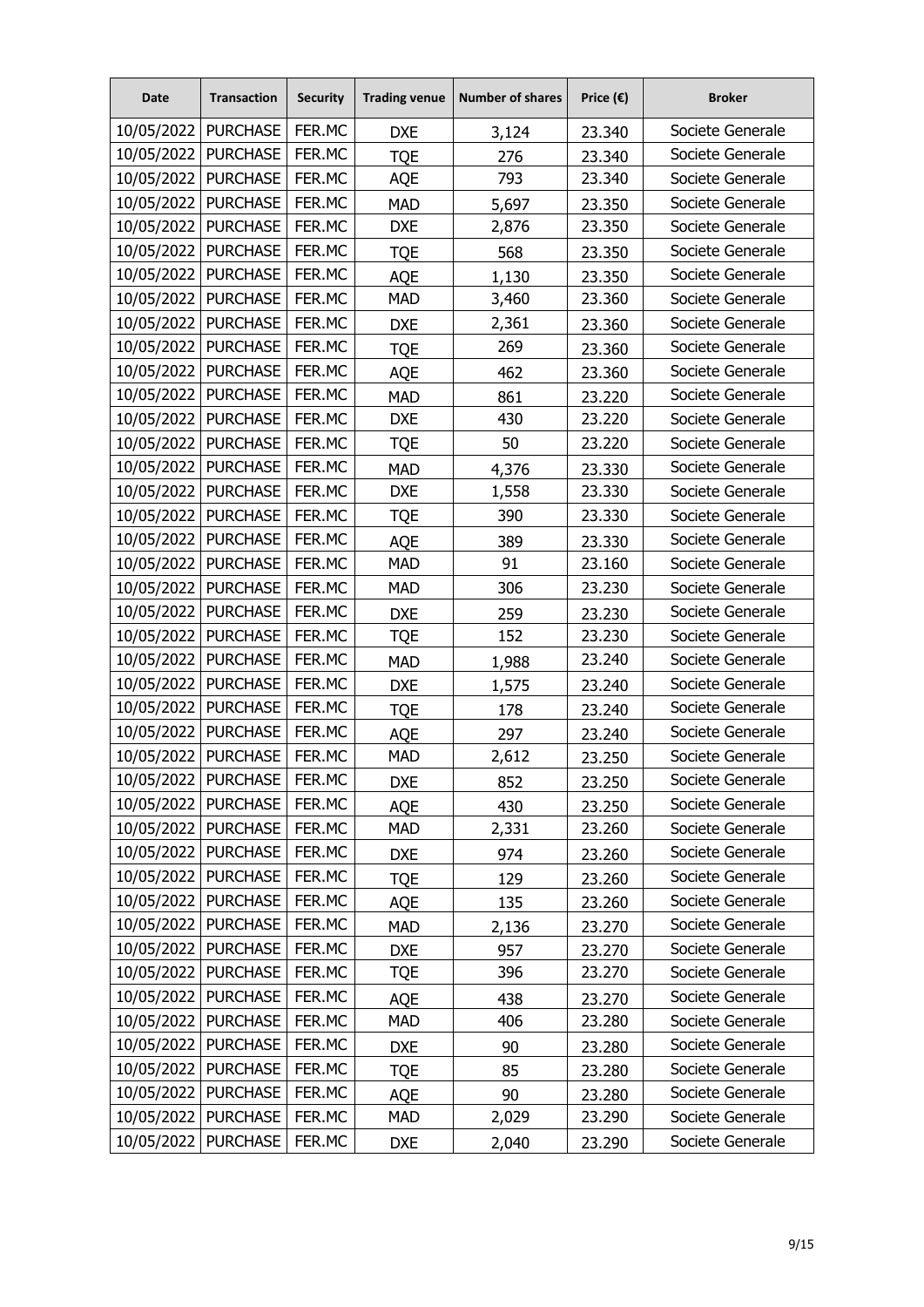| Date | Transaction | Security | Trading venue | Number of shares | Price (€) | Broker |
|---|---|---|---|---|---|---|
| 10/05/2022 | PURCHASE | FER.MC | DXE | 3,124 | 23.340 | Societe Generale |
| 10/05/2022 | PURCHASE | FER.MC | TQE | 276 | 23.340 | Societe Generale |
| 10/05/2022 | PURCHASE | FER.MC | AQE | 793 | 23.340 | Societe Generale |
| 10/05/2022 | PURCHASE | FER.MC | MAD | 5,697 | 23.350 | Societe Generale |
| 10/05/2022 | PURCHASE | FER.MC | DXE | 2,876 | 23.350 | Societe Generale |
| 10/05/2022 | PURCHASE | FER.MC | TQE | 568 | 23.350 | Societe Generale |
| 10/05/2022 | PURCHASE | FER.MC | AQE | 1,130 | 23.350 | Societe Generale |
| 10/05/2022 | PURCHASE | FER.MC | MAD | 3,460 | 23.360 | Societe Generale |
| 10/05/2022 | PURCHASE | FER.MC | DXE | 2,361 | 23.360 | Societe Generale |
| 10/05/2022 | PURCHASE | FER.MC | TQE | 269 | 23.360 | Societe Generale |
| 10/05/2022 | PURCHASE | FER.MC | AQE | 462 | 23.360 | Societe Generale |
| 10/05/2022 | PURCHASE | FER.MC | MAD | 861 | 23.220 | Societe Generale |
| 10/05/2022 | PURCHASE | FER.MC | DXE | 430 | 23.220 | Societe Generale |
| 10/05/2022 | PURCHASE | FER.MC | TQE | 50 | 23.220 | Societe Generale |
| 10/05/2022 | PURCHASE | FER.MC | MAD | 4,376 | 23.330 | Societe Generale |
| 10/05/2022 | PURCHASE | FER.MC | DXE | 1,558 | 23.330 | Societe Generale |
| 10/05/2022 | PURCHASE | FER.MC | TQE | 390 | 23.330 | Societe Generale |
| 10/05/2022 | PURCHASE | FER.MC | AQE | 389 | 23.330 | Societe Generale |
| 10/05/2022 | PURCHASE | FER.MC | MAD | 91 | 23.160 | Societe Generale |
| 10/05/2022 | PURCHASE | FER.MC | MAD | 306 | 23.230 | Societe Generale |
| 10/05/2022 | PURCHASE | FER.MC | DXE | 259 | 23.230 | Societe Generale |
| 10/05/2022 | PURCHASE | FER.MC | TQE | 152 | 23.230 | Societe Generale |
| 10/05/2022 | PURCHASE | FER.MC | MAD | 1,988 | 23.240 | Societe Generale |
| 10/05/2022 | PURCHASE | FER.MC | DXE | 1,575 | 23.240 | Societe Generale |
| 10/05/2022 | PURCHASE | FER.MC | TQE | 178 | 23.240 | Societe Generale |
| 10/05/2022 | PURCHASE | FER.MC | AQE | 297 | 23.240 | Societe Generale |
| 10/05/2022 | PURCHASE | FER.MC | MAD | 2,612 | 23.250 | Societe Generale |
| 10/05/2022 | PURCHASE | FER.MC | DXE | 852 | 23.250 | Societe Generale |
| 10/05/2022 | PURCHASE | FER.MC | AQE | 430 | 23.250 | Societe Generale |
| 10/05/2022 | PURCHASE | FER.MC | MAD | 2,331 | 23.260 | Societe Generale |
| 10/05/2022 | PURCHASE | FER.MC | DXE | 974 | 23.260 | Societe Generale |
| 10/05/2022 | PURCHASE | FER.MC | TQE | 129 | 23.260 | Societe Generale |
| 10/05/2022 | PURCHASE | FER.MC | AQE | 135 | 23.260 | Societe Generale |
| 10/05/2022 | PURCHASE | FER.MC | MAD | 2,136 | 23.270 | Societe Generale |
| 10/05/2022 | PURCHASE | FER.MC | DXE | 957 | 23.270 | Societe Generale |
| 10/05/2022 | PURCHASE | FER.MC | TQE | 396 | 23.270 | Societe Generale |
| 10/05/2022 | PURCHASE | FER.MC | AQE | 438 | 23.270 | Societe Generale |
| 10/05/2022 | PURCHASE | FER.MC | MAD | 406 | 23.280 | Societe Generale |
| 10/05/2022 | PURCHASE | FER.MC | DXE | 90 | 23.280 | Societe Generale |
| 10/05/2022 | PURCHASE | FER.MC | TQE | 85 | 23.280 | Societe Generale |
| 10/05/2022 | PURCHASE | FER.MC | AQE | 90 | 23.280 | Societe Generale |
| 10/05/2022 | PURCHASE | FER.MC | MAD | 2,029 | 23.290 | Societe Generale |
| 10/05/2022 | PURCHASE | FER.MC | DXE | 2,040 | 23.290 | Societe Generale |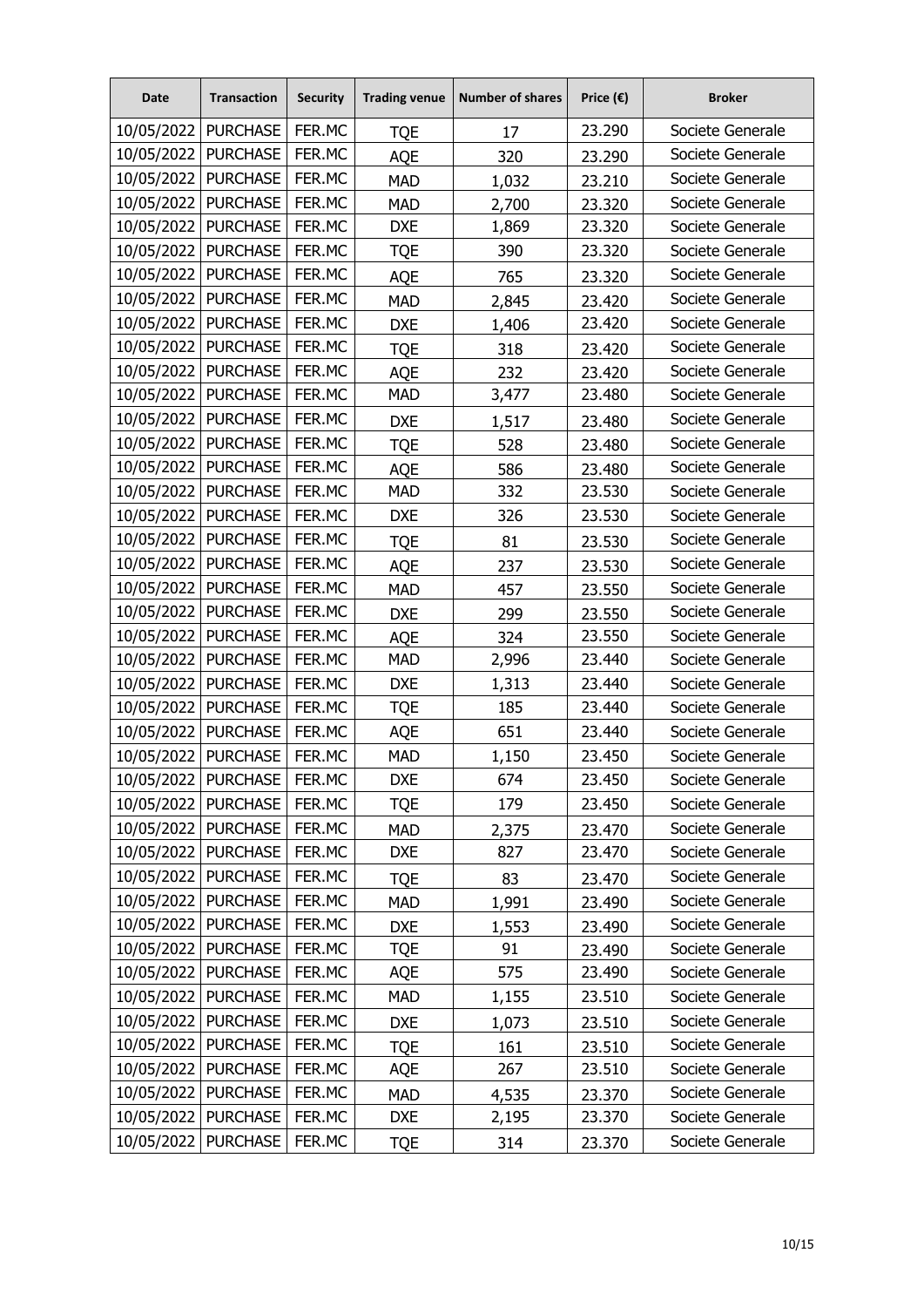| Date | Transaction | Security | Trading venue | Number of shares | Price (€) | Broker |
|---|---|---|---|---|---|---|
| 10/05/2022 | PURCHASE | FER.MC | TQE | 17 | 23.290 | Societe Generale |
| 10/05/2022 | PURCHASE | FER.MC | AQE | 320 | 23.290 | Societe Generale |
| 10/05/2022 | PURCHASE | FER.MC | MAD | 1,032 | 23.210 | Societe Generale |
| 10/05/2022 | PURCHASE | FER.MC | MAD | 2,700 | 23.320 | Societe Generale |
| 10/05/2022 | PURCHASE | FER.MC | DXE | 1,869 | 23.320 | Societe Generale |
| 10/05/2022 | PURCHASE | FER.MC | TQE | 390 | 23.320 | Societe Generale |
| 10/05/2022 | PURCHASE | FER.MC | AQE | 765 | 23.320 | Societe Generale |
| 10/05/2022 | PURCHASE | FER.MC | MAD | 2,845 | 23.420 | Societe Generale |
| 10/05/2022 | PURCHASE | FER.MC | DXE | 1,406 | 23.420 | Societe Generale |
| 10/05/2022 | PURCHASE | FER.MC | TQE | 318 | 23.420 | Societe Generale |
| 10/05/2022 | PURCHASE | FER.MC | AQE | 232 | 23.420 | Societe Generale |
| 10/05/2022 | PURCHASE | FER.MC | MAD | 3,477 | 23.480 | Societe Generale |
| 10/05/2022 | PURCHASE | FER.MC | DXE | 1,517 | 23.480 | Societe Generale |
| 10/05/2022 | PURCHASE | FER.MC | TQE | 528 | 23.480 | Societe Generale |
| 10/05/2022 | PURCHASE | FER.MC | AQE | 586 | 23.480 | Societe Generale |
| 10/05/2022 | PURCHASE | FER.MC | MAD | 332 | 23.530 | Societe Generale |
| 10/05/2022 | PURCHASE | FER.MC | DXE | 326 | 23.530 | Societe Generale |
| 10/05/2022 | PURCHASE | FER.MC | TQE | 81 | 23.530 | Societe Generale |
| 10/05/2022 | PURCHASE | FER.MC | AQE | 237 | 23.530 | Societe Generale |
| 10/05/2022 | PURCHASE | FER.MC | MAD | 457 | 23.550 | Societe Generale |
| 10/05/2022 | PURCHASE | FER.MC | DXE | 299 | 23.550 | Societe Generale |
| 10/05/2022 | PURCHASE | FER.MC | AQE | 324 | 23.550 | Societe Generale |
| 10/05/2022 | PURCHASE | FER.MC | MAD | 2,996 | 23.440 | Societe Generale |
| 10/05/2022 | PURCHASE | FER.MC | DXE | 1,313 | 23.440 | Societe Generale |
| 10/05/2022 | PURCHASE | FER.MC | TQE | 185 | 23.440 | Societe Generale |
| 10/05/2022 | PURCHASE | FER.MC | AQE | 651 | 23.440 | Societe Generale |
| 10/05/2022 | PURCHASE | FER.MC | MAD | 1,150 | 23.450 | Societe Generale |
| 10/05/2022 | PURCHASE | FER.MC | DXE | 674 | 23.450 | Societe Generale |
| 10/05/2022 | PURCHASE | FER.MC | TQE | 179 | 23.450 | Societe Generale |
| 10/05/2022 | PURCHASE | FER.MC | MAD | 2,375 | 23.470 | Societe Generale |
| 10/05/2022 | PURCHASE | FER.MC | DXE | 827 | 23.470 | Societe Generale |
| 10/05/2022 | PURCHASE | FER.MC | TQE | 83 | 23.470 | Societe Generale |
| 10/05/2022 | PURCHASE | FER.MC | MAD | 1,991 | 23.490 | Societe Generale |
| 10/05/2022 | PURCHASE | FER.MC | DXE | 1,553 | 23.490 | Societe Generale |
| 10/05/2022 | PURCHASE | FER.MC | TQE | 91 | 23.490 | Societe Generale |
| 10/05/2022 | PURCHASE | FER.MC | AQE | 575 | 23.490 | Societe Generale |
| 10/05/2022 | PURCHASE | FER.MC | MAD | 1,155 | 23.510 | Societe Generale |
| 10/05/2022 | PURCHASE | FER.MC | DXE | 1,073 | 23.510 | Societe Generale |
| 10/05/2022 | PURCHASE | FER.MC | TQE | 161 | 23.510 | Societe Generale |
| 10/05/2022 | PURCHASE | FER.MC | AQE | 267 | 23.510 | Societe Generale |
| 10/05/2022 | PURCHASE | FER.MC | MAD | 4,535 | 23.370 | Societe Generale |
| 10/05/2022 | PURCHASE | FER.MC | DXE | 2,195 | 23.370 | Societe Generale |
| 10/05/2022 | PURCHASE | FER.MC | TQE | 314 | 23.370 | Societe Generale |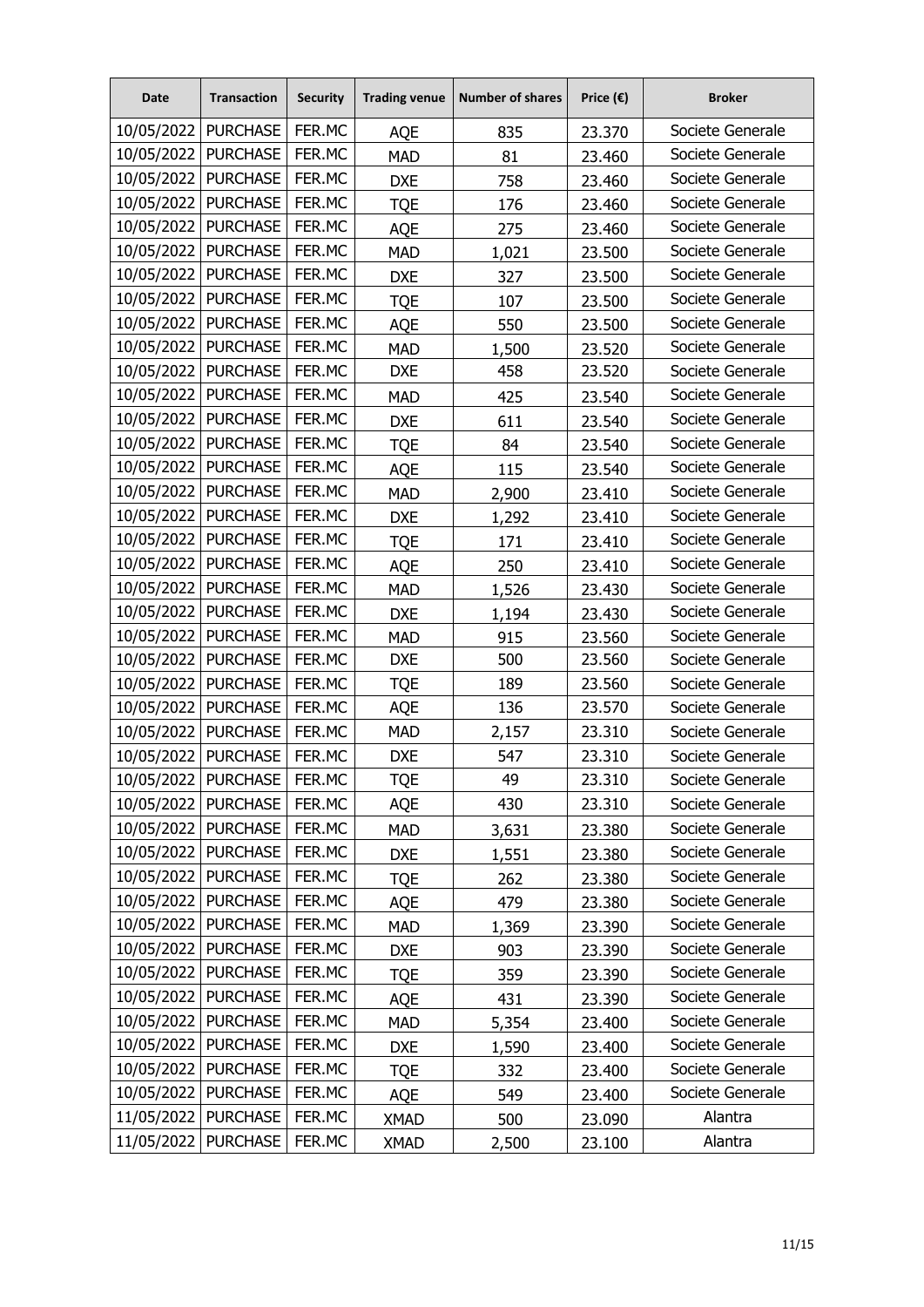| Date | Transaction | Security | Trading venue | Number of shares | Price (€) | Broker |
|---|---|---|---|---|---|---|
| 10/05/2022 | PURCHASE | FER.MC | AQE | 835 | 23.370 | Societe Generale |
| 10/05/2022 | PURCHASE | FER.MC | MAD | 81 | 23.460 | Societe Generale |
| 10/05/2022 | PURCHASE | FER.MC | DXE | 758 | 23.460 | Societe Generale |
| 10/05/2022 | PURCHASE | FER.MC | TQE | 176 | 23.460 | Societe Generale |
| 10/05/2022 | PURCHASE | FER.MC | AQE | 275 | 23.460 | Societe Generale |
| 10/05/2022 | PURCHASE | FER.MC | MAD | 1,021 | 23.500 | Societe Generale |
| 10/05/2022 | PURCHASE | FER.MC | DXE | 327 | 23.500 | Societe Generale |
| 10/05/2022 | PURCHASE | FER.MC | TQE | 107 | 23.500 | Societe Generale |
| 10/05/2022 | PURCHASE | FER.MC | AQE | 550 | 23.500 | Societe Generale |
| 10/05/2022 | PURCHASE | FER.MC | MAD | 1,500 | 23.520 | Societe Generale |
| 10/05/2022 | PURCHASE | FER.MC | DXE | 458 | 23.520 | Societe Generale |
| 10/05/2022 | PURCHASE | FER.MC | MAD | 425 | 23.540 | Societe Generale |
| 10/05/2022 | PURCHASE | FER.MC | DXE | 611 | 23.540 | Societe Generale |
| 10/05/2022 | PURCHASE | FER.MC | TQE | 84 | 23.540 | Societe Generale |
| 10/05/2022 | PURCHASE | FER.MC | AQE | 115 | 23.540 | Societe Generale |
| 10/05/2022 | PURCHASE | FER.MC | MAD | 2,900 | 23.410 | Societe Generale |
| 10/05/2022 | PURCHASE | FER.MC | DXE | 1,292 | 23.410 | Societe Generale |
| 10/05/2022 | PURCHASE | FER.MC | TQE | 171 | 23.410 | Societe Generale |
| 10/05/2022 | PURCHASE | FER.MC | AQE | 250 | 23.410 | Societe Generale |
| 10/05/2022 | PURCHASE | FER.MC | MAD | 1,526 | 23.430 | Societe Generale |
| 10/05/2022 | PURCHASE | FER.MC | DXE | 1,194 | 23.430 | Societe Generale |
| 10/05/2022 | PURCHASE | FER.MC | MAD | 915 | 23.560 | Societe Generale |
| 10/05/2022 | PURCHASE | FER.MC | DXE | 500 | 23.560 | Societe Generale |
| 10/05/2022 | PURCHASE | FER.MC | TQE | 189 | 23.560 | Societe Generale |
| 10/05/2022 | PURCHASE | FER.MC | AQE | 136 | 23.570 | Societe Generale |
| 10/05/2022 | PURCHASE | FER.MC | MAD | 2,157 | 23.310 | Societe Generale |
| 10/05/2022 | PURCHASE | FER.MC | DXE | 547 | 23.310 | Societe Generale |
| 10/05/2022 | PURCHASE | FER.MC | TQE | 49 | 23.310 | Societe Generale |
| 10/05/2022 | PURCHASE | FER.MC | AQE | 430 | 23.310 | Societe Generale |
| 10/05/2022 | PURCHASE | FER.MC | MAD | 3,631 | 23.380 | Societe Generale |
| 10/05/2022 | PURCHASE | FER.MC | DXE | 1,551 | 23.380 | Societe Generale |
| 10/05/2022 | PURCHASE | FER.MC | TQE | 262 | 23.380 | Societe Generale |
| 10/05/2022 | PURCHASE | FER.MC | AQE | 479 | 23.380 | Societe Generale |
| 10/05/2022 | PURCHASE | FER.MC | MAD | 1,369 | 23.390 | Societe Generale |
| 10/05/2022 | PURCHASE | FER.MC | DXE | 903 | 23.390 | Societe Generale |
| 10/05/2022 | PURCHASE | FER.MC | TQE | 359 | 23.390 | Societe Generale |
| 10/05/2022 | PURCHASE | FER.MC | AQE | 431 | 23.390 | Societe Generale |
| 10/05/2022 | PURCHASE | FER.MC | MAD | 5,354 | 23.400 | Societe Generale |
| 10/05/2022 | PURCHASE | FER.MC | DXE | 1,590 | 23.400 | Societe Generale |
| 10/05/2022 | PURCHASE | FER.MC | TQE | 332 | 23.400 | Societe Generale |
| 10/05/2022 | PURCHASE | FER.MC | AQE | 549 | 23.400 | Societe Generale |
| 11/05/2022 | PURCHASE | FER.MC | XMAD | 500 | 23.090 | Alantra |
| 11/05/2022 | PURCHASE | FER.MC | XMAD | 2,500 | 23.100 | Alantra |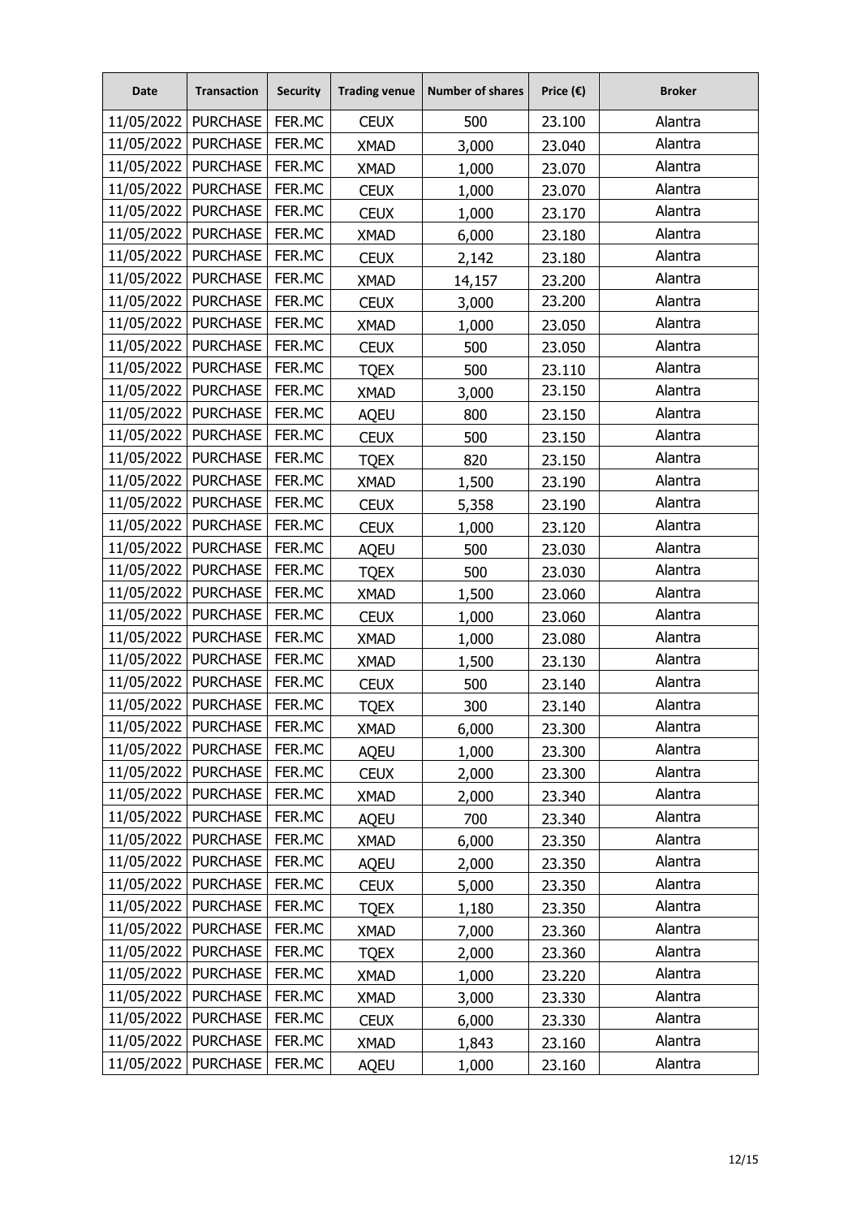| Date | Transaction | Security | Trading venue | Number of shares | Price (€) | Broker |
|---|---|---|---|---|---|---|
| 11/05/2022 | PURCHASE | FER.MC | CEUX | 500 | 23.100 | Alantra |
| 11/05/2022 | PURCHASE | FER.MC | XMAD | 3,000 | 23.040 | Alantra |
| 11/05/2022 | PURCHASE | FER.MC | XMAD | 1,000 | 23.070 | Alantra |
| 11/05/2022 | PURCHASE | FER.MC | CEUX | 1,000 | 23.070 | Alantra |
| 11/05/2022 | PURCHASE | FER.MC | CEUX | 1,000 | 23.170 | Alantra |
| 11/05/2022 | PURCHASE | FER.MC | XMAD | 6,000 | 23.180 | Alantra |
| 11/05/2022 | PURCHASE | FER.MC | CEUX | 2,142 | 23.180 | Alantra |
| 11/05/2022 | PURCHASE | FER.MC | XMAD | 14,157 | 23.200 | Alantra |
| 11/05/2022 | PURCHASE | FER.MC | CEUX | 3,000 | 23.200 | Alantra |
| 11/05/2022 | PURCHASE | FER.MC | XMAD | 1,000 | 23.050 | Alantra |
| 11/05/2022 | PURCHASE | FER.MC | CEUX | 500 | 23.050 | Alantra |
| 11/05/2022 | PURCHASE | FER.MC | TQEX | 500 | 23.110 | Alantra |
| 11/05/2022 | PURCHASE | FER.MC | XMAD | 3,000 | 23.150 | Alantra |
| 11/05/2022 | PURCHASE | FER.MC | AQEU | 800 | 23.150 | Alantra |
| 11/05/2022 | PURCHASE | FER.MC | CEUX | 500 | 23.150 | Alantra |
| 11/05/2022 | PURCHASE | FER.MC | TQEX | 820 | 23.150 | Alantra |
| 11/05/2022 | PURCHASE | FER.MC | XMAD | 1,500 | 23.190 | Alantra |
| 11/05/2022 | PURCHASE | FER.MC | CEUX | 5,358 | 23.190 | Alantra |
| 11/05/2022 | PURCHASE | FER.MC | CEUX | 1,000 | 23.120 | Alantra |
| 11/05/2022 | PURCHASE | FER.MC | AQEU | 500 | 23.030 | Alantra |
| 11/05/2022 | PURCHASE | FER.MC | TQEX | 500 | 23.030 | Alantra |
| 11/05/2022 | PURCHASE | FER.MC | XMAD | 1,500 | 23.060 | Alantra |
| 11/05/2022 | PURCHASE | FER.MC | CEUX | 1,000 | 23.060 | Alantra |
| 11/05/2022 | PURCHASE | FER.MC | XMAD | 1,000 | 23.080 | Alantra |
| 11/05/2022 | PURCHASE | FER.MC | XMAD | 1,500 | 23.130 | Alantra |
| 11/05/2022 | PURCHASE | FER.MC | CEUX | 500 | 23.140 | Alantra |
| 11/05/2022 | PURCHASE | FER.MC | TQEX | 300 | 23.140 | Alantra |
| 11/05/2022 | PURCHASE | FER.MC | XMAD | 6,000 | 23.300 | Alantra |
| 11/05/2022 | PURCHASE | FER.MC | AQEU | 1,000 | 23.300 | Alantra |
| 11/05/2022 | PURCHASE | FER.MC | CEUX | 2,000 | 23.300 | Alantra |
| 11/05/2022 | PURCHASE | FER.MC | XMAD | 2,000 | 23.340 | Alantra |
| 11/05/2022 | PURCHASE | FER.MC | AQEU | 700 | 23.340 | Alantra |
| 11/05/2022 | PURCHASE | FER.MC | XMAD | 6,000 | 23.350 | Alantra |
| 11/05/2022 | PURCHASE | FER.MC | AQEU | 2,000 | 23.350 | Alantra |
| 11/05/2022 | PURCHASE | FER.MC | CEUX | 5,000 | 23.350 | Alantra |
| 11/05/2022 | PURCHASE | FER.MC | TQEX | 1,180 | 23.350 | Alantra |
| 11/05/2022 | PURCHASE | FER.MC | XMAD | 7,000 | 23.360 | Alantra |
| 11/05/2022 | PURCHASE | FER.MC | TQEX | 2,000 | 23.360 | Alantra |
| 11/05/2022 | PURCHASE | FER.MC | XMAD | 1,000 | 23.220 | Alantra |
| 11/05/2022 | PURCHASE | FER.MC | XMAD | 3,000 | 23.330 | Alantra |
| 11/05/2022 | PURCHASE | FER.MC | CEUX | 6,000 | 23.330 | Alantra |
| 11/05/2022 | PURCHASE | FER.MC | XMAD | 1,843 | 23.160 | Alantra |
| 11/05/2022 | PURCHASE | FER.MC | AQEU | 1,000 | 23.160 | Alantra |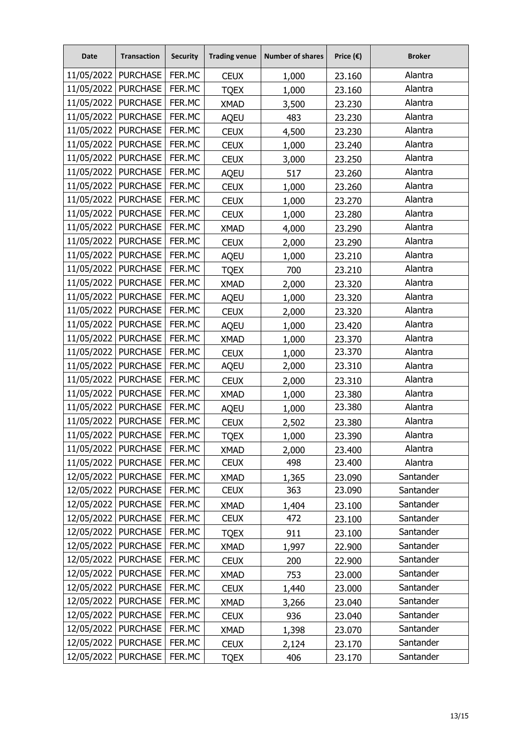| Date | Transaction | Security | Trading venue | Number of shares | Price (€) | Broker |
|---|---|---|---|---|---|---|
| 11/05/2022 | PURCHASE | FER.MC | CEUX | 1,000 | 23.160 | Alantra |
| 11/05/2022 | PURCHASE | FER.MC | TQEX | 1,000 | 23.160 | Alantra |
| 11/05/2022 | PURCHASE | FER.MC | XMAD | 3,500 | 23.230 | Alantra |
| 11/05/2022 | PURCHASE | FER.MC | AQEU | 483 | 23.230 | Alantra |
| 11/05/2022 | PURCHASE | FER.MC | CEUX | 4,500 | 23.230 | Alantra |
| 11/05/2022 | PURCHASE | FER.MC | CEUX | 1,000 | 23.240 | Alantra |
| 11/05/2022 | PURCHASE | FER.MC | CEUX | 3,000 | 23.250 | Alantra |
| 11/05/2022 | PURCHASE | FER.MC | AQEU | 517 | 23.260 | Alantra |
| 11/05/2022 | PURCHASE | FER.MC | CEUX | 1,000 | 23.260 | Alantra |
| 11/05/2022 | PURCHASE | FER.MC | CEUX | 1,000 | 23.270 | Alantra |
| 11/05/2022 | PURCHASE | FER.MC | CEUX | 1,000 | 23.280 | Alantra |
| 11/05/2022 | PURCHASE | FER.MC | XMAD | 4,000 | 23.290 | Alantra |
| 11/05/2022 | PURCHASE | FER.MC | CEUX | 2,000 | 23.290 | Alantra |
| 11/05/2022 | PURCHASE | FER.MC | AQEU | 1,000 | 23.210 | Alantra |
| 11/05/2022 | PURCHASE | FER.MC | TQEX | 700 | 23.210 | Alantra |
| 11/05/2022 | PURCHASE | FER.MC | XMAD | 2,000 | 23.320 | Alantra |
| 11/05/2022 | PURCHASE | FER.MC | AQEU | 1,000 | 23.320 | Alantra |
| 11/05/2022 | PURCHASE | FER.MC | CEUX | 2,000 | 23.320 | Alantra |
| 11/05/2022 | PURCHASE | FER.MC | AQEU | 1,000 | 23.420 | Alantra |
| 11/05/2022 | PURCHASE | FER.MC | XMAD | 1,000 | 23.370 | Alantra |
| 11/05/2022 | PURCHASE | FER.MC | CEUX | 1,000 | 23.370 | Alantra |
| 11/05/2022 | PURCHASE | FER.MC | AQEU | 2,000 | 23.310 | Alantra |
| 11/05/2022 | PURCHASE | FER.MC | CEUX | 2,000 | 23.310 | Alantra |
| 11/05/2022 | PURCHASE | FER.MC | XMAD | 1,000 | 23.380 | Alantra |
| 11/05/2022 | PURCHASE | FER.MC | AQEU | 1,000 | 23.380 | Alantra |
| 11/05/2022 | PURCHASE | FER.MC | CEUX | 2,502 | 23.380 | Alantra |
| 11/05/2022 | PURCHASE | FER.MC | TQEX | 1,000 | 23.390 | Alantra |
| 11/05/2022 | PURCHASE | FER.MC | XMAD | 2,000 | 23.400 | Alantra |
| 11/05/2022 | PURCHASE | FER.MC | CEUX | 498 | 23.400 | Alantra |
| 12/05/2022 | PURCHASE | FER.MC | XMAD | 1,365 | 23.090 | Santander |
| 12/05/2022 | PURCHASE | FER.MC | CEUX | 363 | 23.090 | Santander |
| 12/05/2022 | PURCHASE | FER.MC | XMAD | 1,404 | 23.100 | Santander |
| 12/05/2022 | PURCHASE | FER.MC | CEUX | 472 | 23.100 | Santander |
| 12/05/2022 | PURCHASE | FER.MC | TQEX | 911 | 23.100 | Santander |
| 12/05/2022 | PURCHASE | FER.MC | XMAD | 1,997 | 22.900 | Santander |
| 12/05/2022 | PURCHASE | FER.MC | CEUX | 200 | 22.900 | Santander |
| 12/05/2022 | PURCHASE | FER.MC | XMAD | 753 | 23.000 | Santander |
| 12/05/2022 | PURCHASE | FER.MC | CEUX | 1,440 | 23.000 | Santander |
| 12/05/2022 | PURCHASE | FER.MC | XMAD | 3,266 | 23.040 | Santander |
| 12/05/2022 | PURCHASE | FER.MC | CEUX | 936 | 23.040 | Santander |
| 12/05/2022 | PURCHASE | FER.MC | XMAD | 1,398 | 23.070 | Santander |
| 12/05/2022 | PURCHASE | FER.MC | CEUX | 2,124 | 23.170 | Santander |
| 12/05/2022 | PURCHASE | FER.MC | TQEX | 406 | 23.170 | Santander |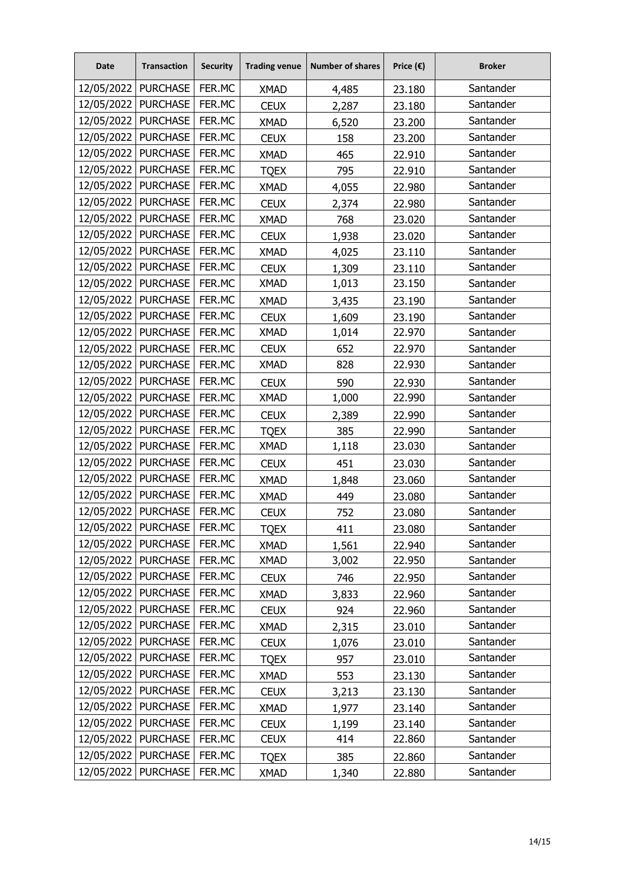| Date | Transaction | Security | Trading venue | Number of shares | Price (€) | Broker |
|---|---|---|---|---|---|---|
| 12/05/2022 | PURCHASE | FER.MC | XMAD | 4,485 | 23.180 | Santander |
| 12/05/2022 | PURCHASE | FER.MC | CEUX | 2,287 | 23.180 | Santander |
| 12/05/2022 | PURCHASE | FER.MC | XMAD | 6,520 | 23.200 | Santander |
| 12/05/2022 | PURCHASE | FER.MC | CEUX | 158 | 23.200 | Santander |
| 12/05/2022 | PURCHASE | FER.MC | XMAD | 465 | 22.910 | Santander |
| 12/05/2022 | PURCHASE | FER.MC | TQEX | 795 | 22.910 | Santander |
| 12/05/2022 | PURCHASE | FER.MC | XMAD | 4,055 | 22.980 | Santander |
| 12/05/2022 | PURCHASE | FER.MC | CEUX | 2,374 | 22.980 | Santander |
| 12/05/2022 | PURCHASE | FER.MC | XMAD | 768 | 23.020 | Santander |
| 12/05/2022 | PURCHASE | FER.MC | CEUX | 1,938 | 23.020 | Santander |
| 12/05/2022 | PURCHASE | FER.MC | XMAD | 4,025 | 23.110 | Santander |
| 12/05/2022 | PURCHASE | FER.MC | CEUX | 1,309 | 23.110 | Santander |
| 12/05/2022 | PURCHASE | FER.MC | XMAD | 1,013 | 23.150 | Santander |
| 12/05/2022 | PURCHASE | FER.MC | XMAD | 3,435 | 23.190 | Santander |
| 12/05/2022 | PURCHASE | FER.MC | CEUX | 1,609 | 23.190 | Santander |
| 12/05/2022 | PURCHASE | FER.MC | XMAD | 1,014 | 22.970 | Santander |
| 12/05/2022 | PURCHASE | FER.MC | CEUX | 652 | 22.970 | Santander |
| 12/05/2022 | PURCHASE | FER.MC | XMAD | 828 | 22.930 | Santander |
| 12/05/2022 | PURCHASE | FER.MC | CEUX | 590 | 22.930 | Santander |
| 12/05/2022 | PURCHASE | FER.MC | XMAD | 1,000 | 22.990 | Santander |
| 12/05/2022 | PURCHASE | FER.MC | CEUX | 2,389 | 22.990 | Santander |
| 12/05/2022 | PURCHASE | FER.MC | TQEX | 385 | 22.990 | Santander |
| 12/05/2022 | PURCHASE | FER.MC | XMAD | 1,118 | 23.030 | Santander |
| 12/05/2022 | PURCHASE | FER.MC | CEUX | 451 | 23.030 | Santander |
| 12/05/2022 | PURCHASE | FER.MC | XMAD | 1,848 | 23.060 | Santander |
| 12/05/2022 | PURCHASE | FER.MC | XMAD | 449 | 23.080 | Santander |
| 12/05/2022 | PURCHASE | FER.MC | CEUX | 752 | 23.080 | Santander |
| 12/05/2022 | PURCHASE | FER.MC | TQEX | 411 | 23.080 | Santander |
| 12/05/2022 | PURCHASE | FER.MC | XMAD | 1,561 | 22.940 | Santander |
| 12/05/2022 | PURCHASE | FER.MC | XMAD | 3,002 | 22.950 | Santander |
| 12/05/2022 | PURCHASE | FER.MC | CEUX | 746 | 22.950 | Santander |
| 12/05/2022 | PURCHASE | FER.MC | XMAD | 3,833 | 22.960 | Santander |
| 12/05/2022 | PURCHASE | FER.MC | CEUX | 924 | 22.960 | Santander |
| 12/05/2022 | PURCHASE | FER.MC | XMAD | 2,315 | 23.010 | Santander |
| 12/05/2022 | PURCHASE | FER.MC | CEUX | 1,076 | 23.010 | Santander |
| 12/05/2022 | PURCHASE | FER.MC | TQEX | 957 | 23.010 | Santander |
| 12/05/2022 | PURCHASE | FER.MC | XMAD | 553 | 23.130 | Santander |
| 12/05/2022 | PURCHASE | FER.MC | CEUX | 3,213 | 23.130 | Santander |
| 12/05/2022 | PURCHASE | FER.MC | XMAD | 1,977 | 23.140 | Santander |
| 12/05/2022 | PURCHASE | FER.MC | CEUX | 1,199 | 23.140 | Santander |
| 12/05/2022 | PURCHASE | FER.MC | CEUX | 414 | 22.860 | Santander |
| 12/05/2022 | PURCHASE | FER.MC | TQEX | 385 | 22.860 | Santander |
| 12/05/2022 | PURCHASE | FER.MC | XMAD | 1,340 | 22.880 | Santander |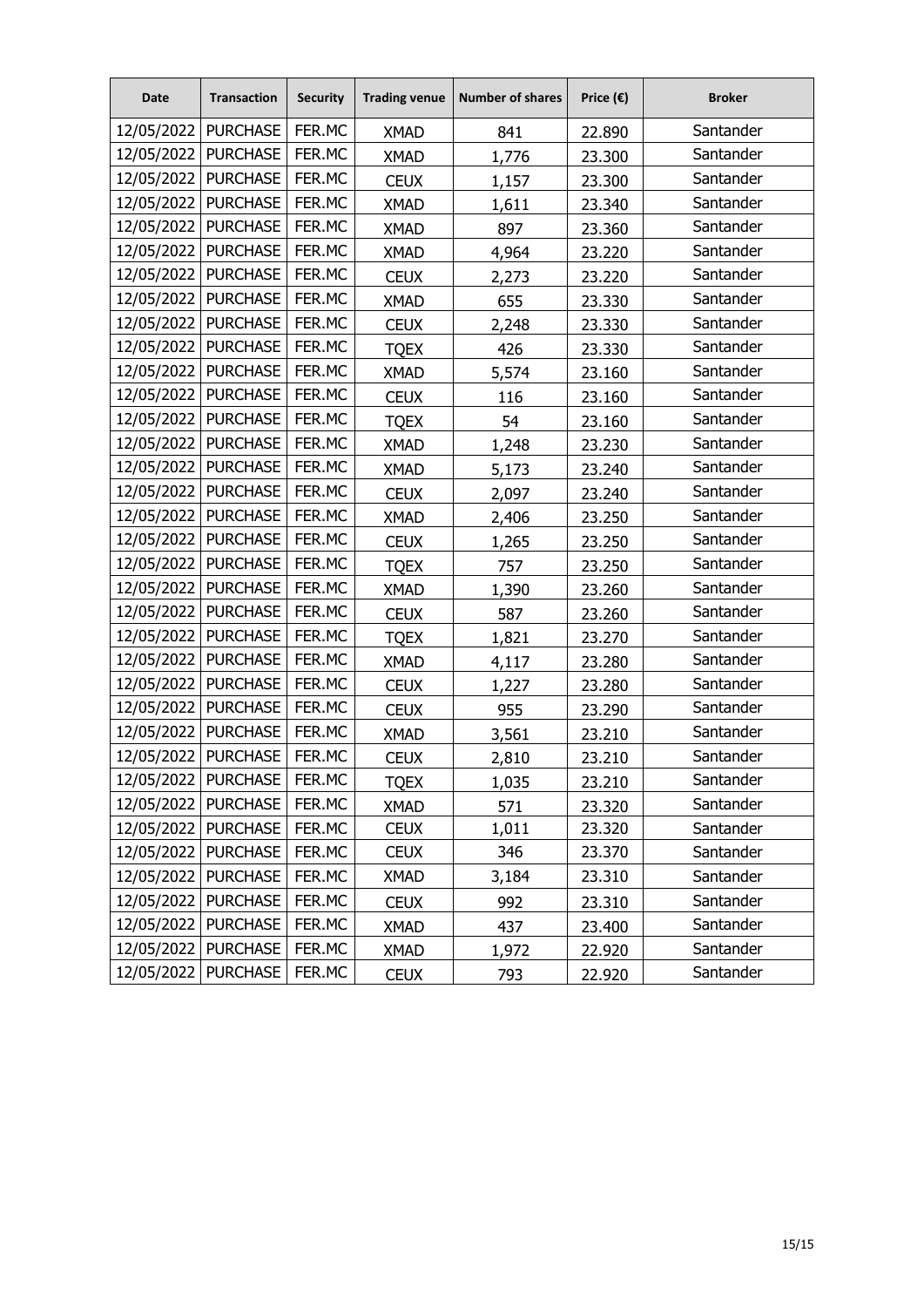| Date | Transaction | Security | Trading venue | Number of shares | Price (€) | Broker |
|---|---|---|---|---|---|---|
| 12/05/2022 | PURCHASE | FER.MC | XMAD | 841 | 22.890 | Santander |
| 12/05/2022 | PURCHASE | FER.MC | XMAD | 1,776 | 23.300 | Santander |
| 12/05/2022 | PURCHASE | FER.MC | CEUX | 1,157 | 23.300 | Santander |
| 12/05/2022 | PURCHASE | FER.MC | XMAD | 1,611 | 23.340 | Santander |
| 12/05/2022 | PURCHASE | FER.MC | XMAD | 897 | 23.360 | Santander |
| 12/05/2022 | PURCHASE | FER.MC | XMAD | 4,964 | 23.220 | Santander |
| 12/05/2022 | PURCHASE | FER.MC | CEUX | 2,273 | 23.220 | Santander |
| 12/05/2022 | PURCHASE | FER.MC | XMAD | 655 | 23.330 | Santander |
| 12/05/2022 | PURCHASE | FER.MC | CEUX | 2,248 | 23.330 | Santander |
| 12/05/2022 | PURCHASE | FER.MC | TQEX | 426 | 23.330 | Santander |
| 12/05/2022 | PURCHASE | FER.MC | XMAD | 5,574 | 23.160 | Santander |
| 12/05/2022 | PURCHASE | FER.MC | CEUX | 116 | 23.160 | Santander |
| 12/05/2022 | PURCHASE | FER.MC | TQEX | 54 | 23.160 | Santander |
| 12/05/2022 | PURCHASE | FER.MC | XMAD | 1,248 | 23.230 | Santander |
| 12/05/2022 | PURCHASE | FER.MC | XMAD | 5,173 | 23.240 | Santander |
| 12/05/2022 | PURCHASE | FER.MC | CEUX | 2,097 | 23.240 | Santander |
| 12/05/2022 | PURCHASE | FER.MC | XMAD | 2,406 | 23.250 | Santander |
| 12/05/2022 | PURCHASE | FER.MC | CEUX | 1,265 | 23.250 | Santander |
| 12/05/2022 | PURCHASE | FER.MC | TQEX | 757 | 23.250 | Santander |
| 12/05/2022 | PURCHASE | FER.MC | XMAD | 1,390 | 23.260 | Santander |
| 12/05/2022 | PURCHASE | FER.MC | CEUX | 587 | 23.260 | Santander |
| 12/05/2022 | PURCHASE | FER.MC | TQEX | 1,821 | 23.270 | Santander |
| 12/05/2022 | PURCHASE | FER.MC | XMAD | 4,117 | 23.280 | Santander |
| 12/05/2022 | PURCHASE | FER.MC | CEUX | 1,227 | 23.280 | Santander |
| 12/05/2022 | PURCHASE | FER.MC | CEUX | 955 | 23.290 | Santander |
| 12/05/2022 | PURCHASE | FER.MC | XMAD | 3,561 | 23.210 | Santander |
| 12/05/2022 | PURCHASE | FER.MC | CEUX | 2,810 | 23.210 | Santander |
| 12/05/2022 | PURCHASE | FER.MC | TQEX | 1,035 | 23.210 | Santander |
| 12/05/2022 | PURCHASE | FER.MC | XMAD | 571 | 23.320 | Santander |
| 12/05/2022 | PURCHASE | FER.MC | CEUX | 1,011 | 23.320 | Santander |
| 12/05/2022 | PURCHASE | FER.MC | CEUX | 346 | 23.370 | Santander |
| 12/05/2022 | PURCHASE | FER.MC | XMAD | 3,184 | 23.310 | Santander |
| 12/05/2022 | PURCHASE | FER.MC | CEUX | 992 | 23.310 | Santander |
| 12/05/2022 | PURCHASE | FER.MC | XMAD | 437 | 23.400 | Santander |
| 12/05/2022 | PURCHASE | FER.MC | XMAD | 1,972 | 22.920 | Santander |
| 12/05/2022 | PURCHASE | FER.MC | CEUX | 793 | 22.920 | Santander |